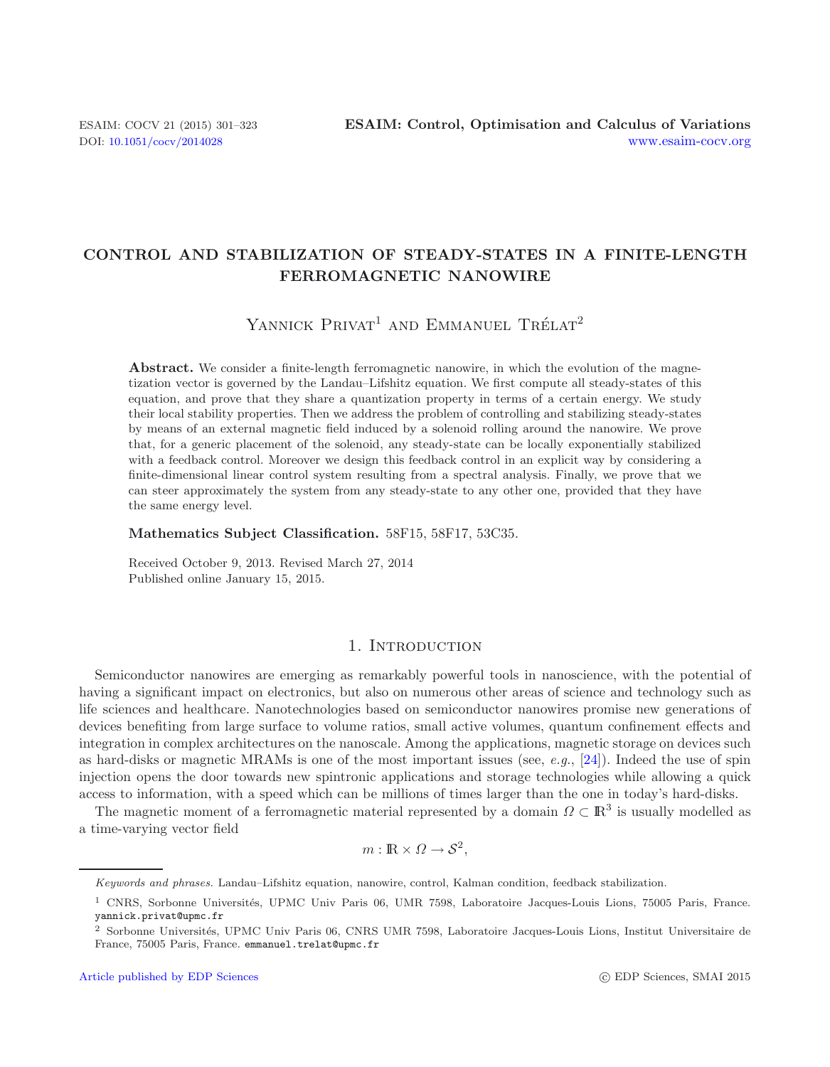# CONTROL AND STABILIZATION OF STEADY-STATES IN A FINITE-LENGTH FERROMAGNETIC NANOWIRE

Yannick Privat[1] and Emmanuel Trélat[2]

**Abstract.** We consider a finite-length ferromagnetic nanowire, in which the evolution of the magnetization vector is governed by the Landau–Lifshitz equation. We first compute all steady-states of this equation, and prove that they share a quantization property in terms of a certain energy. We study their local stability properties. Then we address the problem of controlling and stabilizing steady-states by means of an external magnetic field induced by a solenoid rolling around the nanowire. We prove that, for a generic placement of the solenoid, any steady-state can be locally exponentially stabilized with a feedback control. Moreover we design this feedback control in an explicit way by considering a finite-dimensional linear control system resulting from a spectral analysis. Finally, we prove that we can steer approximately the system from any steady-state to any other one, provided that they have the same energy level.

**Mathematics Subject Classification.** 58F15, 58F17, 53C35.

Received October 9, 2013. Revised March 27, 2014
Published online January 15, 2015.

## 1. Introduction

Semiconductor nanowires are emerging as remarkably powerful tools in nanoscience, with the potential of having a significant impact on electronics, but also on numerous other areas of science and technology such as life sciences and healthcare. Nanotechnologies based on semiconductor nanowires promise new generations of devices benefiting from large surface to volume ratios, small active volumes, quantum confinement effects and integration in complex architectures on the nanoscale. Among the applications, magnetic storage on devices such as hard-disks or magnetic MRAMs is one of the most important issues (see, *e.g.*, [24]). Indeed the use of spin injection opens the door towards new spintronic applications and storage technologies while allowing a quick access to information, with a speed which can be millions of times larger than the one in today's hard-disks.

The magnetic moment of a ferromagnetic material represented by a domain $\Omega \subset \mathbb{R}^3$ is usually modelled as a time-varying vector field

$$m : \mathbb{R} \times \Omega \to \mathcal{S}^2,$$

*Keywords and phrases.* Landau–Lifshitz equation, nanowire, control, Kalman condition, feedback stabilization.

[1] CNRS, Sorbonne Universités, UPMC Univ Paris 06, UMR 7598, Laboratoire Jacques-Louis Lions, 75005 Paris, France. yannick.privat@upmc.fr

[2] Sorbonne Universités, UPMC Univ Paris 06, CNRS UMR 7598, Laboratoire Jacques-Louis Lions, Institut Universitaire de France, 75005 Paris, France. emmanuel.trelat@upmc.fr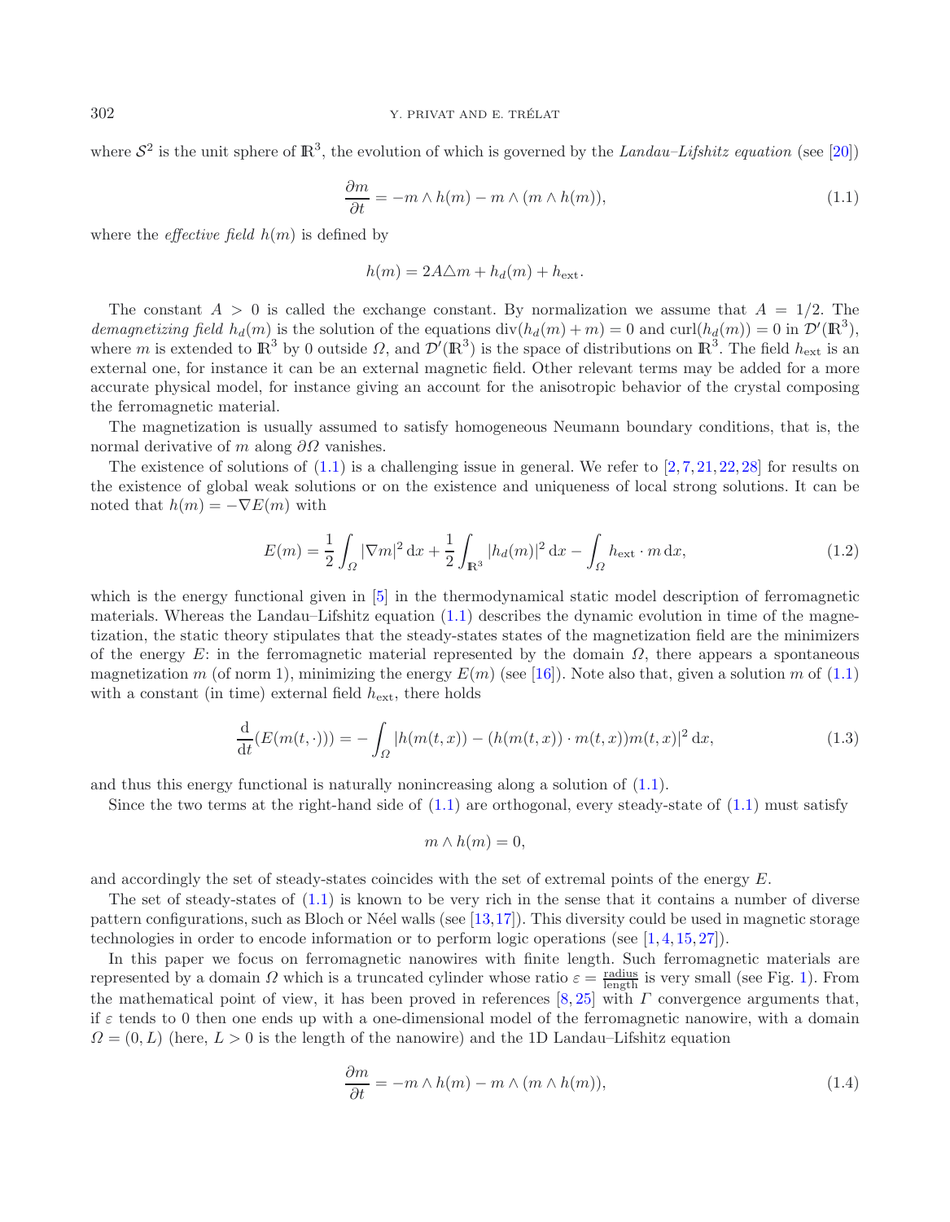where $\mathcal{S}^2$ is the unit sphere of $\mathbb{R}^3$, the evolution of which is governed by the *Landau–Lifshitz equation* (see [20])

$$\frac{\partial m}{\partial t} = -m \wedge h(m) - m \wedge (m \wedge h(m)), \tag{1.1}$$

where the *effective field* $h(m)$ is defined by

$$h(m) = 2A\triangle m + h_d(m) + h_{\text{ext}}.$$

The constant $A > 0$ is called the exchange constant. By normalization we assume that $A = 1/2$. The *demagnetizing field* $h_d(m)$ is the solution of the equations $\operatorname{div}(h_d(m) + m) = 0$ and $\operatorname{curl}(h_d(m)) = 0$ in $\mathcal{D}'(\mathbb{R}^3)$, where $m$ is extended to $\mathbb{R}^3$ by 0 outside $\Omega$, and $\mathcal{D}'(\mathbb{R}^3)$ is the space of distributions on $\mathbb{R}^3$. The field $h_{\text{ext}}$ is an external one, for instance it can be an external magnetic field. Other relevant terms may be added for a more accurate physical model, for instance giving an account for the anisotropic behavior of the crystal composing the ferromagnetic material.

The magnetization is usually assumed to satisfy homogeneous Neumann boundary conditions, that is, the normal derivative of $m$ along $\partial\Omega$ vanishes.

The existence of solutions of (1.1) is a challenging issue in general. We refer to [2,7,21,22,28] for results on the existence of global weak solutions or on the existence and uniqueness of local strong solutions. It can be noted that $h(m) = -\nabla E(m)$ with

$$E(m) = \frac{1}{2}\int_\Omega |\nabla m|^2 \,\mathrm{d}x + \frac{1}{2}\int_{\mathbb{R}^3} |h_d(m)|^2 \,\mathrm{d}x - \int_\Omega h_{\text{ext}} \cdot m \,\mathrm{d}x, \tag{1.2}$$

which is the energy functional given in [5] in the thermodynamical static model description of ferromagnetic materials. Whereas the Landau–Lifshitz equation (1.1) describes the dynamic evolution in time of the magnetization, the static theory stipulates that the steady-states states of the magnetization field are the minimizers of the energy $E$: in the ferromagnetic material represented by the domain $\Omega$, there appears a spontaneous magnetization $m$ (of norm 1), minimizing the energy $E(m)$ (see [16]). Note also that, given a solution $m$ of (1.1) with a constant (in time) external field $h_{\text{ext}}$, there holds

$$\frac{\mathrm{d}}{\mathrm{d}t}(E(m(t,\cdot))) = -\int_\Omega |h(m(t,x)) - (h(m(t,x)) \cdot m(t,x))m(t,x)|^2 \,\mathrm{d}x, \tag{1.3}$$

and thus this energy functional is naturally nonincreasing along a solution of (1.1).

Since the two terms at the right-hand side of (1.1) are orthogonal, every steady-state of (1.1) must satisfy

$$m \wedge h(m) = 0,$$

and accordingly the set of steady-states coincides with the set of extremal points of the energy $E$.

The set of steady-states of (1.1) is known to be very rich in the sense that it contains a number of diverse pattern configurations, such as Bloch or Néel walls (see [13,17]). This diversity could be used in magnetic storage technologies in order to encode information or to perform logic operations (see [1,4,15,27]).

In this paper we focus on ferromagnetic nanowires with finite length. Such ferromagnetic materials are represented by a domain $\Omega$ which is a truncated cylinder whose ratio $\varepsilon = \frac{\text{radius}}{\text{length}}$ is very small (see Fig. 1). From the mathematical point of view, it has been proved in references [8,25] with $\Gamma$ convergence arguments that, if $\varepsilon$ tends to 0 then one ends up with a one-dimensional model of the ferromagnetic nanowire, with a domain $\Omega = (0, L)$ (here, $L > 0$ is the length of the nanowire) and the 1D Landau–Lifshitz equation

$$\frac{\partial m}{\partial t} = -m \wedge h(m) - m \wedge (m \wedge h(m)), \tag{1.4}$$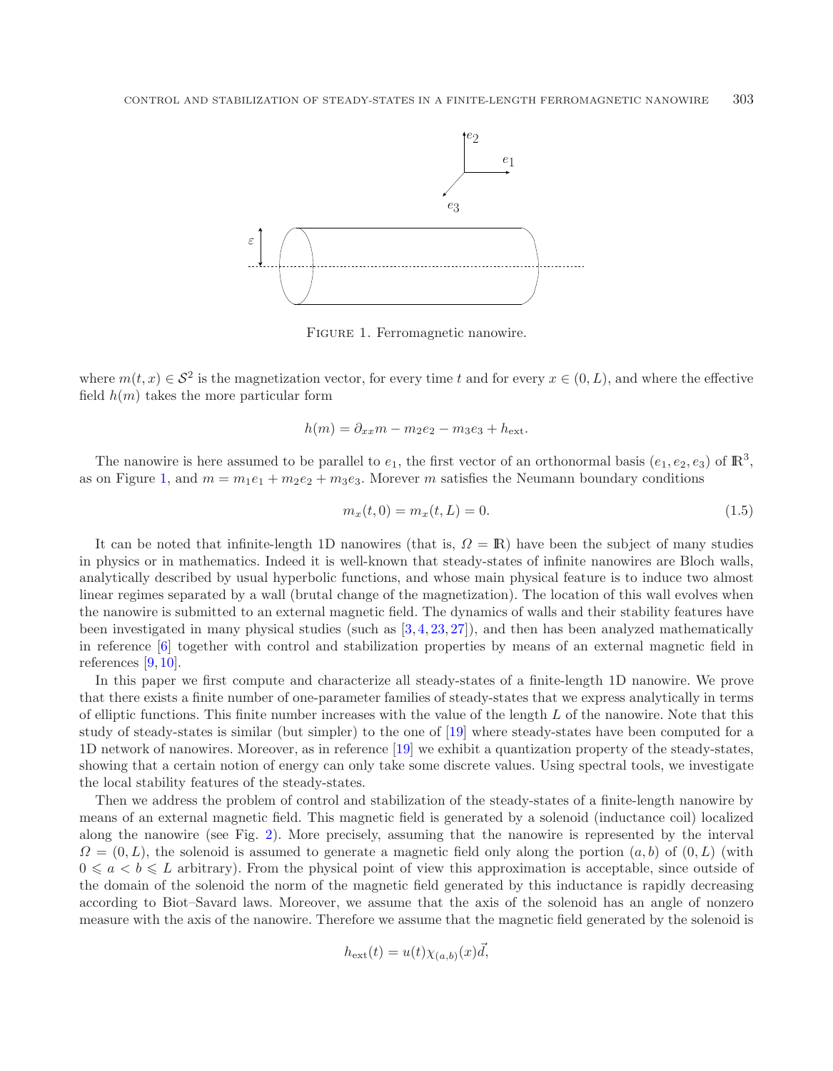FIGURE 1. Ferromagnetic nanowire.

where $m(t,x) \in \mathcal{S}^2$ is the magnetization vector, for every time $t$ and for every $x \in (0,L)$, and where the effective field $h(m)$ takes the more particular form

$$h(m) = \partial_{xx} m - m_2 e_2 - m_3 e_3 + h_{\text{ext}}.$$

The nanowire is here assumed to be parallel to $e_1$, the first vector of an orthonormal basis $(e_1, e_2, e_3)$ of $\mathbb{R}^3$, as on Figure 1, and $m = m_1 e_1 + m_2 e_2 + m_3 e_3$. Morever $m$ satisfies the Neumann boundary conditions

$$m_x(t,0) = m_x(t,L) = 0. \tag{1.5}$$

It can be noted that infinite-length 1D nanowires (that is, $\Omega = \mathbb{R}$) have been the subject of many studies in physics or in mathematics. Indeed it is well-known that steady-states of infinite nanowires are Bloch walls, analytically described by usual hyperbolic functions, and whose main physical feature is to induce two almost linear regimes separated by a wall (brutal change of the magnetization). The location of this wall evolves when the nanowire is submitted to an external magnetic field. The dynamics of walls and their stability features have been investigated in many physical studies (such as [3, 4, 23, 27]), and then has been analyzed mathematically in reference [6] together with control and stabilization properties by means of an external magnetic field in references [9, 10].

In this paper we first compute and characterize all steady-states of a finite-length 1D nanowire. We prove that there exists a finite number of one-parameter families of steady-states that we express analytically in terms of elliptic functions. This finite number increases with the value of the length $L$ of the nanowire. Note that this study of steady-states is similar (but simpler) to the one of [19] where steady-states have been computed for a 1D network of nanowires. Moreover, as in reference [19] we exhibit a quantization property of the steady-states, showing that a certain notion of energy can only take some discrete values. Using spectral tools, we investigate the local stability features of the steady-states.

Then we address the problem of control and stabilization of the steady-states of a finite-length nanowire by means of an external magnetic field. This magnetic field is generated by a solenoid (inductance coil) localized along the nanowire (see Fig. 2). More precisely, assuming that the nanowire is represented by the interval $\Omega = (0,L)$, the solenoid is assumed to generate a magnetic field only along the portion $(a,b)$ of $(0,L)$ (with $0 \leqslant a < b \leqslant L$ arbitrary). From the physical point of view this approximation is acceptable, since outside of the domain of the solenoid the norm of the magnetic field generated by this inductance is rapidly decreasing according to Biot–Savard laws. Moreover, we assume that the axis of the solenoid has an angle of nonzero measure with the axis of the nanowire. Therefore we assume that the magnetic field generated by the solenoid is

$$h_{\text{ext}}(t) = u(t)\chi_{(a,b)}(x)\vec{d},$$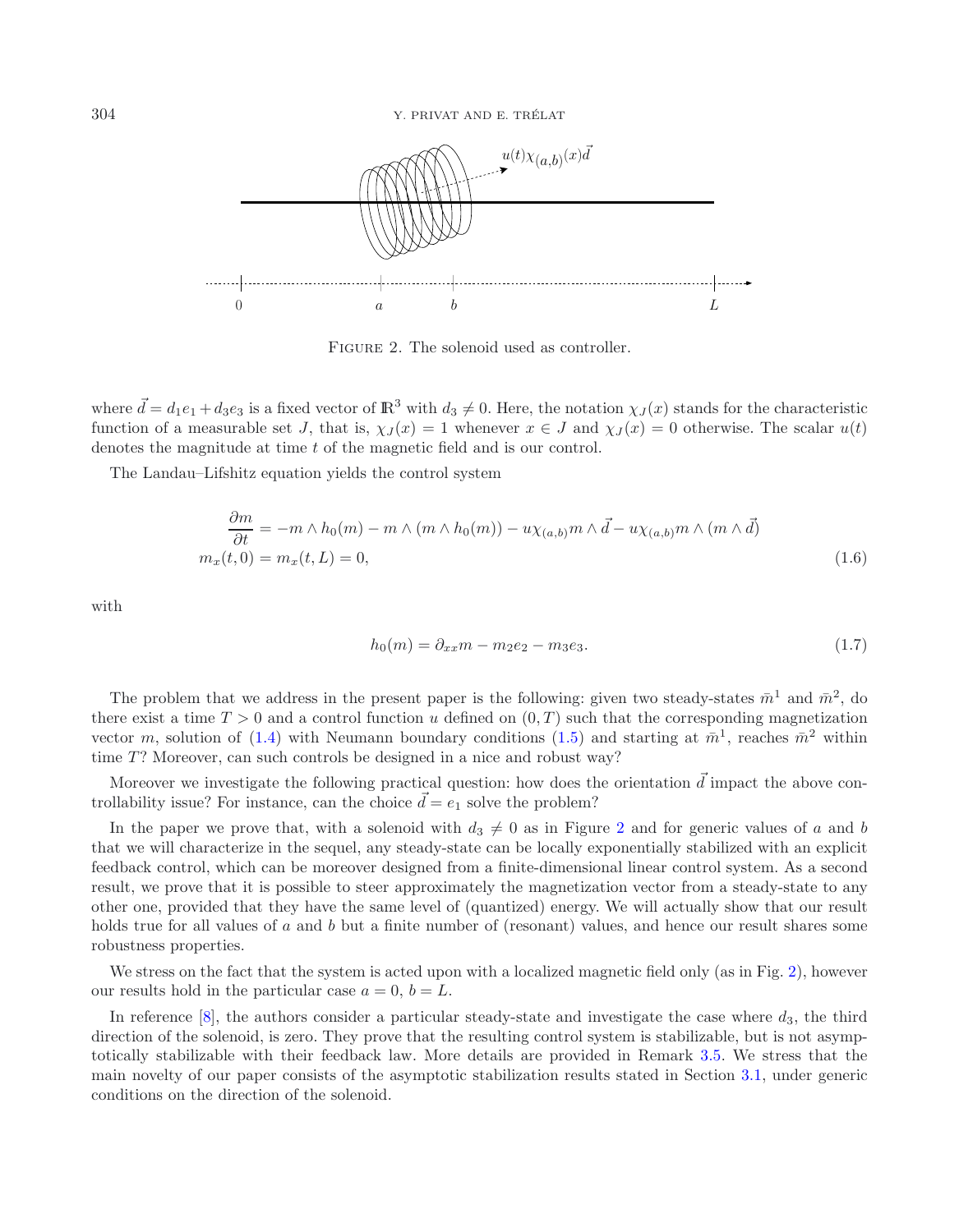FIGURE 2. The solenoid used as controller.

where $\vec{d} = d_1 e_1 + d_3 e_3$ is a fixed vector of $\mathbb{R}^3$ with $d_3 \neq 0$. Here, the notation $\chi_J(x)$ stands for the characteristic function of a measurable set $J$, that is, $\chi_J(x) = 1$ whenever $x \in J$ and $\chi_J(x) = 0$ otherwise. The scalar $u(t)$ denotes the magnitude at time $t$ of the magnetic field and is our control.

The Landau–Lifshitz equation yields the control system

$$
\begin{aligned}
&\frac{\partial m}{\partial t} = -m \wedge h_0(m) - m \wedge (m \wedge h_0(m)) - u\chi_{(a,b)} m \wedge \vec{d} - u\chi_{(a,b)} m \wedge (m \wedge \vec{d}) \\
&m_x(t,0) = m_x(t,L) = 0,
\end{aligned}
\tag{1.6}
$$

with

$$
h_0(m) = \partial_{xx} m - m_2 e_2 - m_3 e_3. \tag{1.7}
$$

The problem that we address in the present paper is the following: given two steady-states $\bar{m}^1$ and $\bar{m}^2$, do there exist a time $T > 0$ and a control function $u$ defined on $(0,T)$ such that the corresponding magnetization vector $m$, solution of (1.4) with Neumann boundary conditions (1.5) and starting at $\bar{m}^1$, reaches $\bar{m}^2$ within time $T$? Moreover, can such controls be designed in a nice and robust way?

Moreover we investigate the following practical question: how does the orientation $\vec{d}$ impact the above controllability issue? For instance, can the choice $\vec{d} = e_1$ solve the problem?

In the paper we prove that, with a solenoid with $d_3 \neq 0$ as in Figure 2 and for generic values of $a$ and $b$ that we will characterize in the sequel, any steady-state can be locally exponentially stabilized with an explicit feedback control, which can be moreover designed from a finite-dimensional linear control system. As a second result, we prove that it is possible to steer approximately the magnetization vector from a steady-state to any other one, provided that they have the same level of (quantized) energy. We will actually show that our result holds true for all values of $a$ and $b$ but a finite number of (resonant) values, and hence our result shares some robustness properties.

We stress on the fact that the system is acted upon with a localized magnetic field only (as in Fig. 2), however our results hold in the particular case $a = 0$, $b = L$.

In reference [8], the authors consider a particular steady-state and investigate the case where $d_3$, the third direction of the solenoid, is zero. They prove that the resulting control system is stabilizable, but is not asymptotically stabilizable with their feedback law. More details are provided in Remark 3.5. We stress that the main novelty of our paper consists of the asymptotic stabilization results stated in Section 3.1, under generic conditions on the direction of the solenoid.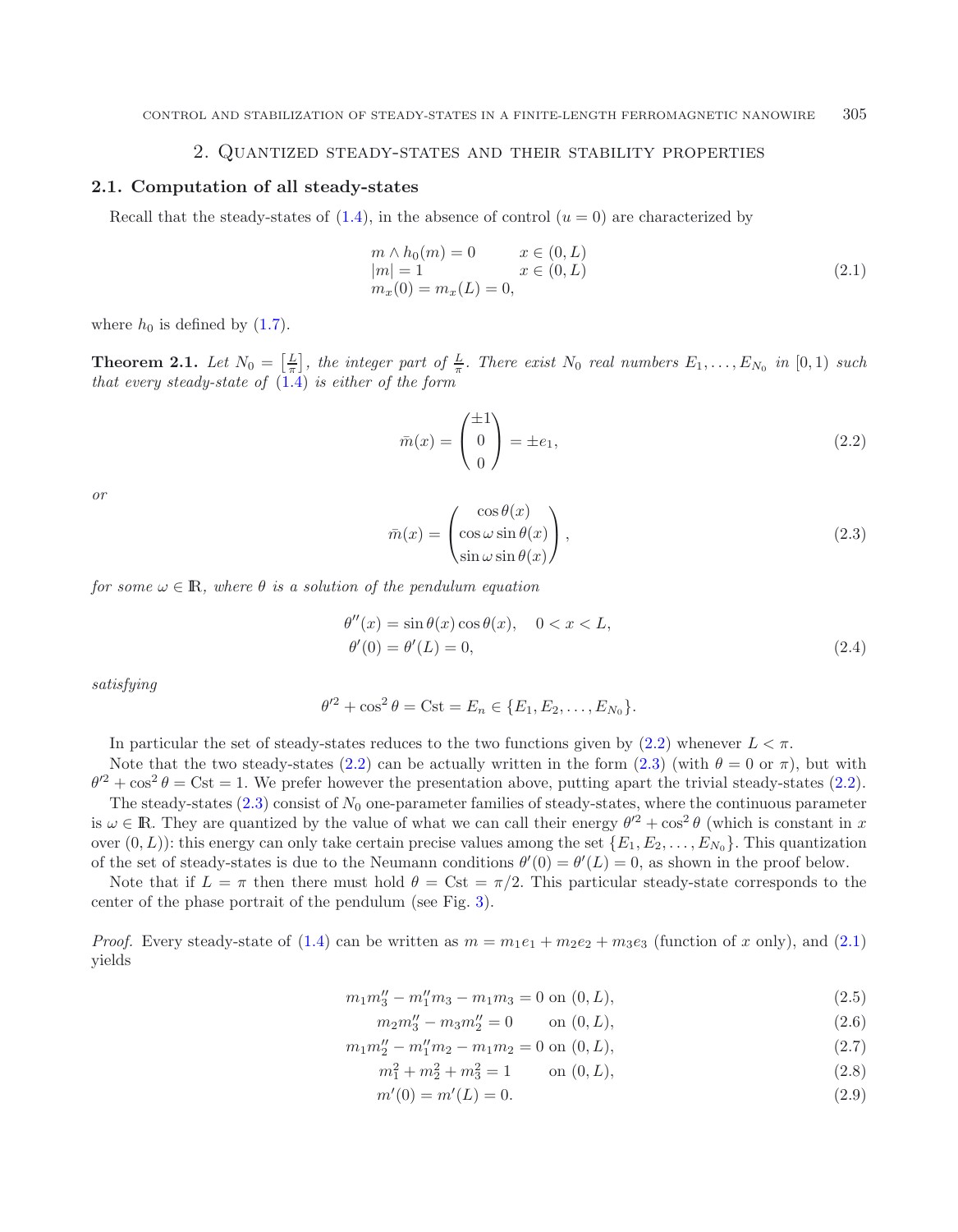## 2. Quantized steady-states and their stability properties

### 2.1. Computation of all steady-states

Recall that the steady-states of (1.4), in the absence of control ($u = 0$) are characterized by

$$\begin{array}{ll} m \wedge h_0(m) = 0 & x \in (0, L) \\ |m| = 1 & x \in (0, L) \\ m_x(0) = m_x(L) = 0, & \end{array} \tag{2.1}$$

where $h_0$ is defined by (1.7).

**Theorem 2.1.** *Let $N_0 = \left[\frac{L}{\pi}\right]$, the integer part of $\frac{L}{\pi}$. There exist $N_0$ real numbers $E_1, \ldots, E_{N_0}$ in $[0, 1)$ such that every steady-state of (1.4) is either of the form*

$$\bar{m}(x) = \begin{pmatrix} \pm 1 \\ 0 \\ 0 \end{pmatrix} = \pm e_1, \tag{2.2}$$

*or*

$$\bar{m}(x) = \begin{pmatrix} \cos\theta(x) \\ \cos\omega \sin\theta(x) \\ \sin\omega \sin\theta(x) \end{pmatrix}, \tag{2.3}$$

*for some $\omega \in \mathbb{R}$, where $\theta$ is a solution of the pendulum equation*

$$\begin{aligned} &\theta''(x) = \sin\theta(x)\cos\theta(x), \quad 0 < x < L, \\ &\theta'(0) = \theta'(L) = 0, \end{aligned} \tag{2.4}$$

*satisfying*

$$\theta'^2 + \cos^2\theta = \mathrm{Cst} = E_n \in \{E_1, E_2, \ldots, E_{N_0}\}.$$

In particular the set of steady-states reduces to the two functions given by (2.2) whenever $L < \pi$.

Note that the two steady-states (2.2) can be actually written in the form (2.3) (with $\theta = 0$ or $\pi$), but with $\theta'^2 + \cos^2\theta = \mathrm{Cst} = 1$. We prefer however the presentation above, putting apart the trivial steady-states (2.2).

The steady-states (2.3) consist of $N_0$ one-parameter families of steady-states, where the continuous parameter is $\omega \in \mathbb{R}$. They are quantized by the value of what we can call their energy $\theta'^2 + \cos^2\theta$ (which is constant in $x$ over $(0, L)$): this energy can only take certain precise values among the set $\{E_1, E_2, \ldots, E_{N_0}\}$. This quantization of the set of steady-states is due to the Neumann conditions $\theta'(0) = \theta'(L) = 0$, as shown in the proof below.

Note that if $L = \pi$ then there must hold $\theta = \mathrm{Cst} = \pi/2$. This particular steady-state corresponds to the center of the phase portrait of the pendulum (see Fig. 3).

*Proof.* Every steady-state of (1.4) can be written as $m = m_1 e_1 + m_2 e_2 + m_3 e_3$ (function of $x$ only), and (2.1) yields

$$m_1 m_3'' - m_1'' m_3 - m_1 m_3 = 0 \text{ on } (0, L), \tag{2.5}$$

$$m_2 m_3'' - m_3 m_2'' = 0 \qquad \text{on } (0, L), \tag{2.6}$$

$$m_1 m_2'' - m_1'' m_2 - m_1 m_2 = 0 \text{ on } (0, L), \tag{2.7}$$

$$m_1^2 + m_2^2 + m_3^2 = 1 \qquad \text{on } (0, L), \tag{2.8}$$

$$m'(0) = m'(L) = 0. \tag{2.9}$$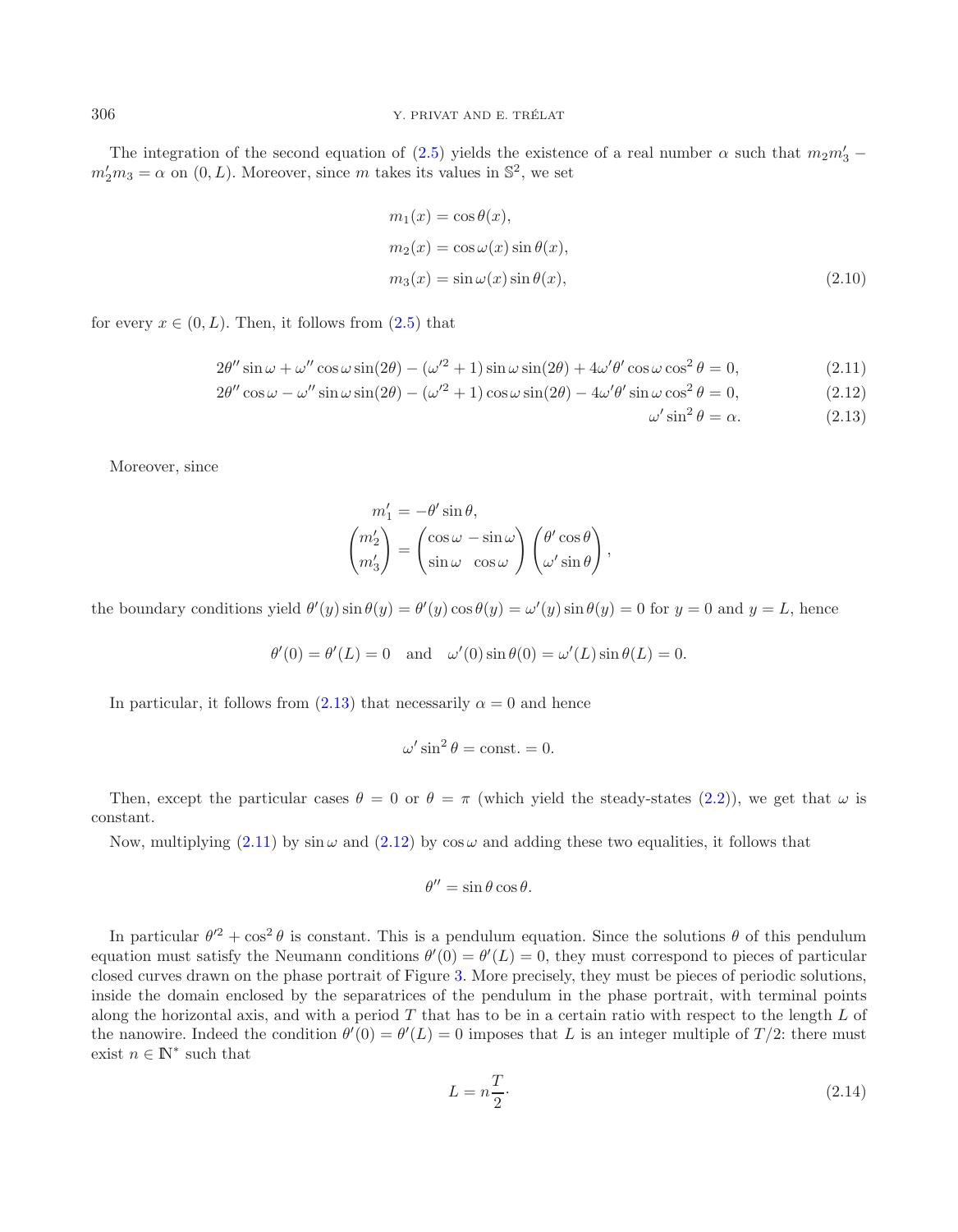The integration of the second equation of (2.5) yields the existence of a real number $\alpha$ such that $m_2 m_3' - m_2' m_3 = \alpha$ on $(0, L)$. Moreover, since $m$ takes its values in $\mathbb{S}^2$, we set

$$
\begin{aligned}
m_1(x) &= \cos\theta(x), \\
m_2(x) &= \cos\omega(x)\sin\theta(x), \\
m_3(x) &= \sin\omega(x)\sin\theta(x),
\end{aligned}
\tag{2.10}
$$

for every $x \in (0, L)$. Then, it follows from (2.5) that

$$
2\theta'' \sin\omega + \omega'' \cos\omega \sin(2\theta) - (\omega'^2 + 1)\sin\omega\sin(2\theta) + 4\omega'\theta'\cos\omega\cos^2\theta = 0, \tag{2.11}
$$

$$
2\theta'' \cos\omega - \omega'' \sin\omega \sin(2\theta) - (\omega'^2 + 1)\cos\omega\sin(2\theta) - 4\omega'\theta'\sin\omega\cos^2\theta = 0, \tag{2.12}
$$

$$
\omega' \sin^2\theta = \alpha. \tag{2.13}
$$

Moreover, since

$$
\begin{aligned}
m_1' &= -\theta' \sin\theta, \\
\begin{pmatrix} m_2' \\ m_3' \end{pmatrix} &= \begin{pmatrix} \cos\omega & -\sin\omega \\ \sin\omega & \cos\omega \end{pmatrix} \begin{pmatrix} \theta' \cos\theta \\ \omega' \sin\theta \end{pmatrix},
\end{aligned}
$$

the boundary conditions yield $\theta'(y)\sin\theta(y) = \theta'(y)\cos\theta(y) = \omega'(y)\sin\theta(y) = 0$ for $y = 0$ and $y = L$, hence

$$
\theta'(0) = \theta'(L) = 0 \quad \text{and} \quad \omega'(0)\sin\theta(0) = \omega'(L)\sin\theta(L) = 0.
$$

In particular, it follows from (2.13) that necessarily $\alpha = 0$ and hence

$$
\omega' \sin^2\theta = \text{const.} = 0.
$$

Then, except the particular cases $\theta = 0$ or $\theta = \pi$ (which yield the steady-states (2.2)), we get that $\omega$ is constant.

Now, multiplying (2.11) by $\sin\omega$ and (2.12) by $\cos\omega$ and adding these two equalities, it follows that

$$
\theta'' = \sin\theta\cos\theta.
$$

In particular $\theta'^2 + \cos^2\theta$ is constant. This is a pendulum equation. Since the solutions $\theta$ of this pendulum equation must satisfy the Neumann conditions $\theta'(0) = \theta'(L) = 0$, they must correspond to pieces of particular closed curves drawn on the phase portrait of Figure 3. More precisely, they must be pieces of periodic solutions, inside the domain enclosed by the separatrices of the pendulum in the phase portrait, with terminal points along the horizontal axis, and with a period $T$ that has to be in a certain ratio with respect to the length $L$ of the nanowire. Indeed the condition $\theta'(0) = \theta'(L) = 0$ imposes that $L$ is an integer multiple of $T/2$: there must exist $n \in \mathbb{N}^*$ such that

$$
L = n\frac{T}{2}\cdot \tag{2.14}
$$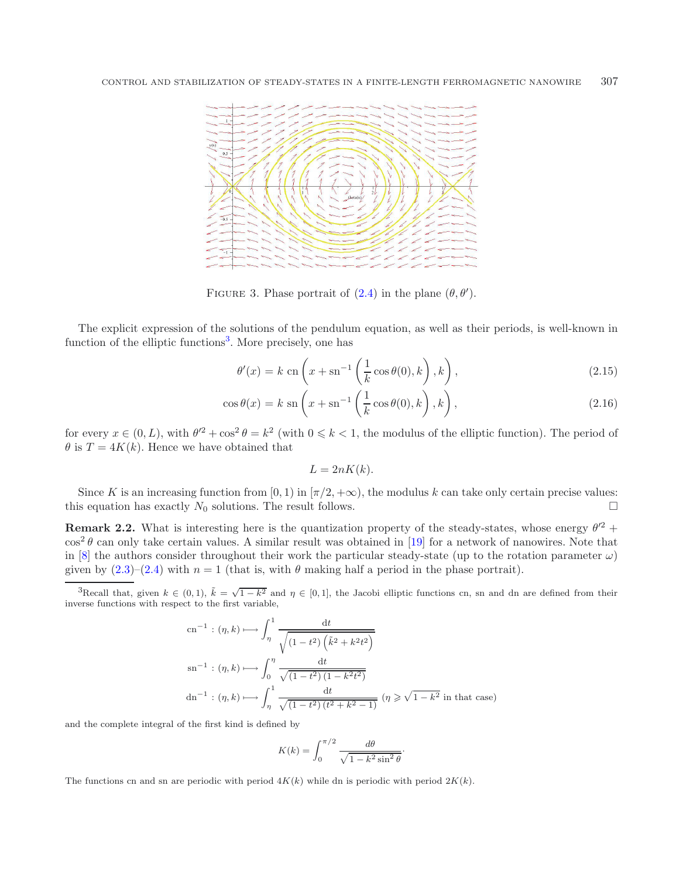FIGURE 3. Phase portrait of (2.4) in the plane $(\theta, \theta')$.

The explicit expression of the solutions of the pendulum equation, as well as their periods, is well-known in function of the elliptic functions[3]. More precisely, one has

$$\theta'(x) = k \ \mathrm{cn}\left(x + \mathrm{sn}^{-1}\left(\frac{1}{k}\cos\theta(0), k\right), k\right), \tag{2.15}$$

$$\cos\theta(x) = k \ \mathrm{sn}\left(x + \mathrm{sn}^{-1}\left(\frac{1}{k}\cos\theta(0), k\right), k\right), \tag{2.16}$$

for every $x \in (0, L)$, with $\theta'^2 + \cos^2\theta = k^2$ (with $0 \leqslant k < 1$, the modulus of the elliptic function). The period of $\theta$ is $T = 4K(k)$. Hence we have obtained that

$$L = 2nK(k).$$

Since $K$ is an increasing function from $[0, 1)$ in $[\pi/2, +\infty)$, the modulus $k$ can take only certain precise values: this equation has exactly $N_0$ solutions. The result follows. $\square$

**Remark 2.2.** What is interesting here is the quantization property of the steady-states, whose energy $\theta'^2 + \cos^2\theta$ can only take certain values. A similar result was obtained in [19] for a network of nanowires. Note that in [8] the authors consider throughout their work the particular steady-state (up to the rotation parameter $\omega$) given by (2.3)–(2.4) with $n = 1$ (that is, with $\theta$ making half a period in the phase portrait).

---

[3]Recall that, given $k \in (0, 1)$, $\tilde{k} = \sqrt{1 - k^2}$ and $\eta \in [0, 1]$, the Jacobi elliptic functions cn, sn and dn are defined from their inverse functions with respect to the first variable,

$$\mathrm{cn}^{-1} : (\eta, k) \longmapsto \int_\eta^1 \frac{\mathrm{d}t}{\sqrt{(1 - t^2)\left(\tilde{k}^2 + k^2 t^2\right)}}$$

$$\mathrm{sn}^{-1} : (\eta, k) \longmapsto \int_0^\eta \frac{\mathrm{d}t}{\sqrt{(1 - t^2)(1 - k^2 t^2)}}$$

$$\mathrm{dn}^{-1} : (\eta, k) \longmapsto \int_\eta^1 \frac{\mathrm{d}t}{\sqrt{(1 - t^2)(t^2 + k^2 - 1)}} \ (\eta \geqslant \sqrt{1 - k^2} \text{ in that case})$$

and the complete integral of the first kind is defined by

$$K(k) = \int_0^{\pi/2} \frac{d\theta}{\sqrt{1 - k^2 \sin^2\theta}}.$$

The functions cn and sn are periodic with period $4K(k)$ while dn is periodic with period $2K(k)$.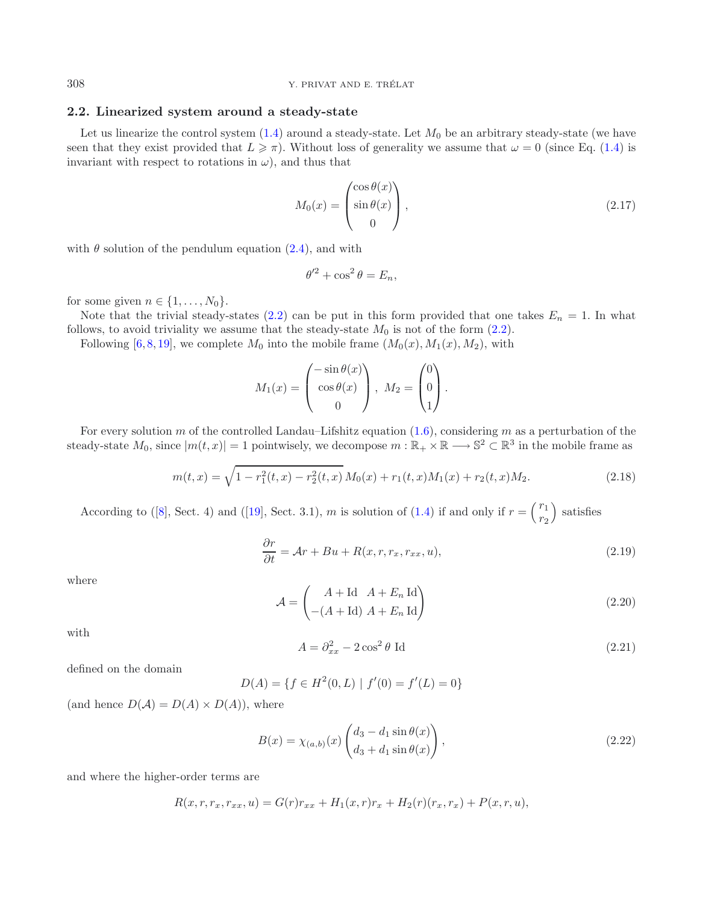### 2.2. Linearized system around a steady-state

Let us linearize the control system (1.4) around a steady-state. Let $M_0$ be an arbitrary steady-state (we have seen that they exist provided that $L \geqslant \pi$). Without loss of generality we assume that $\omega = 0$ (since Eq. (1.4) is invariant with respect to rotations in $\omega$), and thus that

$$M_0(x) = \begin{pmatrix} \cos\theta(x) \\ \sin\theta(x) \\ 0 \end{pmatrix}, \tag{2.17}$$

with $\theta$ solution of the pendulum equation (2.4), and with

$$\theta'^2 + \cos^2\theta = E_n,$$

for some given $n \in \{1, \ldots, N_0\}$.

Note that the trivial steady-states (2.2) can be put in this form provided that one takes $E_n = 1$. In what follows, to avoid triviality we assume that the steady-state $M_0$ is not of the form (2.2).

Following [6,8,19], we complete $M_0$ into the mobile frame $(M_0(x), M_1(x), M_2)$, with

$$M_1(x) = \begin{pmatrix} -\sin\theta(x) \\ \cos\theta(x) \\ 0 \end{pmatrix}, \; M_2 = \begin{pmatrix} 0 \\ 0 \\ 1 \end{pmatrix}.$$

For every solution $m$ of the controlled Landau–Lifshitz equation (1.6), considering $m$ as a perturbation of the steady-state $M_0$, since $|m(t,x)| = 1$ pointwisely, we decompose $m : \mathbb{R}_+ \times \mathbb{R} \longrightarrow \mathbb{S}^2 \subset \mathbb{R}^3$ in the mobile frame as

$$m(t,x) = \sqrt{1 - r_1^2(t,x) - r_2^2(t,x)}\, M_0(x) + r_1(t,x) M_1(x) + r_2(t,x) M_2. \tag{2.18}$$

According to ([8], Sect. 4) and ([19], Sect. 3.1), $m$ is solution of (1.4) if and only if $r = \begin{pmatrix} r_1 \\ r_2 \end{pmatrix}$ satisfies

$$\frac{\partial r}{\partial t} = \mathcal{A} r + Bu + R(x, r, r_x, r_{xx}, u), \tag{2.19}$$

where

$$\mathcal{A} = \begin{pmatrix} A + \mathrm{Id} & A + E_n\,\mathrm{Id} \\ -(A + \mathrm{Id}) & A + E_n\,\mathrm{Id} \end{pmatrix} \tag{2.20}$$

with

$$A = \partial^2_{xx} - 2\cos^2\theta\ \mathrm{Id} \tag{2.21}$$

defined on the domain

$$D(A) = \{ f \in H^2(0,L) \mid f'(0) = f'(L) = 0 \}$$

(and hence $D(\mathcal{A}) = D(A) \times D(A)$), where

$$B(x) = \chi_{(a,b)}(x) \begin{pmatrix} d_3 - d_1 \sin\theta(x) \\ d_3 + d_1 \sin\theta(x) \end{pmatrix}, \tag{2.22}$$

and where the higher-order terms are

$$R(x, r, r_x, r_{xx}, u) = G(r) r_{xx} + H_1(x,r) r_x + H_2(r)(r_x, r_x) + P(x, r, u),$$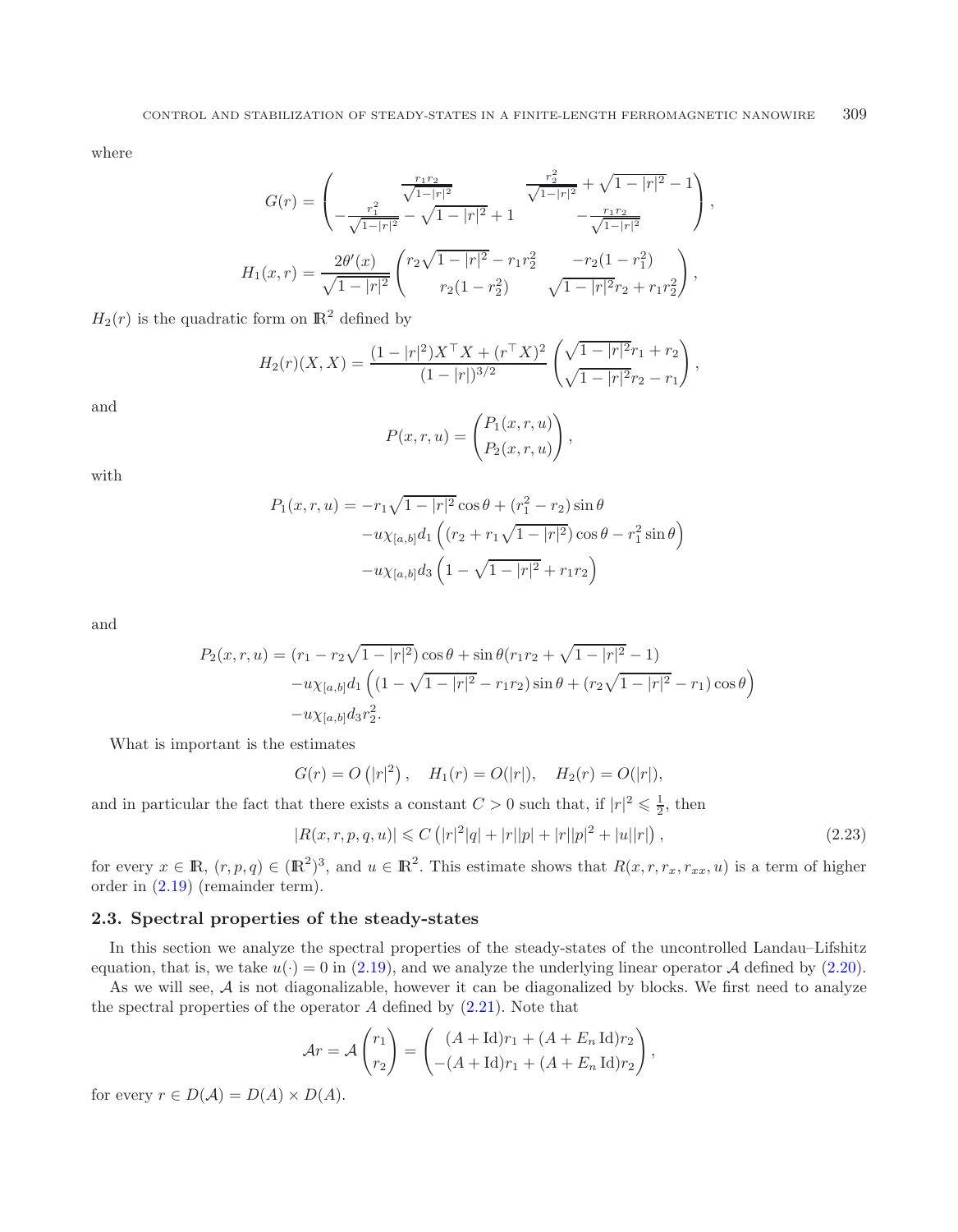where

$$
G(r) = \begin{pmatrix} \frac{r_1 r_2}{\sqrt{1-|r|^2}} & \frac{r_2^2}{\sqrt{1-|r|^2}} + \sqrt{1-|r|^2} - 1 \\ -\frac{r_1^2}{\sqrt{1-|r|^2}} - \sqrt{1-|r|^2} + 1 & -\frac{r_1 r_2}{\sqrt{1-|r|^2}} \end{pmatrix},
$$

$$
H_1(x,r) = \frac{2\theta'(x)}{\sqrt{1-|r|^2}} \begin{pmatrix} r_2\sqrt{1-|r|^2} - r_1 r_2^2 & -r_2(1-r_1^2) \\ r_2(1-r_2^2) & \sqrt{1-|r|^2} r_2 + r_1 r_2^2 \end{pmatrix},
$$

$H_2(r)$ is the quadratic form on $\mathbb{R}^2$ defined by

$$
H_2(r)(X,X) = \frac{(1-|r|^2)X^\top X + (r^\top X)^2}{(1-|r|)^{3/2}} \begin{pmatrix} \sqrt{1-|r|^2} r_1 + r_2 \\ \sqrt{1-|r|^2} r_2 - r_1 \end{pmatrix},
$$

and

$$
P(x,r,u) = \begin{pmatrix} P_1(x,r,u) \\ P_2(x,r,u) \end{pmatrix},
$$

with

$$
\begin{aligned}
P_1(x,r,u) = & -r_1\sqrt{1-|r|^2}\cos\theta + (r_1^2 - r_2)\sin\theta \\
& - u\chi_{[a,b]} d_1 \left( (r_2 + r_1\sqrt{1-|r|^2})\cos\theta - r_1^2 \sin\theta \right) \\
& - u\chi_{[a,b]} d_3 \left( 1 - \sqrt{1-|r|^2} + r_1 r_2 \right)
\end{aligned}
$$

and

$$
\begin{aligned}
P_2(x,r,u) = & (r_1 - r_2\sqrt{1-|r|^2})\cos\theta + \sin\theta(r_1 r_2 + \sqrt{1-|r|^2} - 1) \\
& - u\chi_{[a,b]} d_1 \left( (1 - \sqrt{1-|r|^2} - r_1 r_2)\sin\theta + (r_2\sqrt{1-|r|^2} - r_1)\cos\theta \right) \\
& - u\chi_{[a,b]} d_3 r_2^2.
\end{aligned}
$$

What is important is the estimates

$$
G(r) = O\left(|r|^2\right), \quad H_1(r) = O(|r|), \quad H_2(r) = O(|r|),
$$

and in particular the fact that there exists a constant $C > 0$ such that, if $|r|^2 \leqslant \frac{1}{2}$, then

$$
|R(x,r,p,q,u)| \leqslant C\left(|r|^2|q| + |r||p| + |r||p|^2 + |u||r|\right), \tag{2.23}
$$

for every $x \in \mathbb{R}$, $(r,p,q) \in (\mathbb{R}^2)^3$, and $u \in \mathbb{R}^2$. This estimate shows that $R(x,r,r_x,r_{xx},u)$ is a term of higher order in (2.19) (remainder term).

## 2.3. Spectral properties of the steady-states

In this section we analyze the spectral properties of the steady-states of the uncontrolled Landau–Lifshitz equation, that is, we take $u(\cdot) = 0$ in (2.19), and we analyze the underlying linear operator $\mathcal{A}$ defined by (2.20).

As we will see, $\mathcal{A}$ is not diagonalizable, however it can be diagonalized by blocks. We first need to analyze the spectral properties of the operator $A$ defined by (2.21). Note that

$$
\mathcal{A}r = \mathcal{A}\begin{pmatrix} r_1 \\ r_2 \end{pmatrix} = \begin{pmatrix} (A + \mathrm{Id})r_1 + (A + E_n\,\mathrm{Id})r_2 \\ -(A + \mathrm{Id})r_1 + (A + E_n\,\mathrm{Id})r_2 \end{pmatrix},
$$

for every $r \in D(\mathcal{A}) = D(A) \times D(A)$.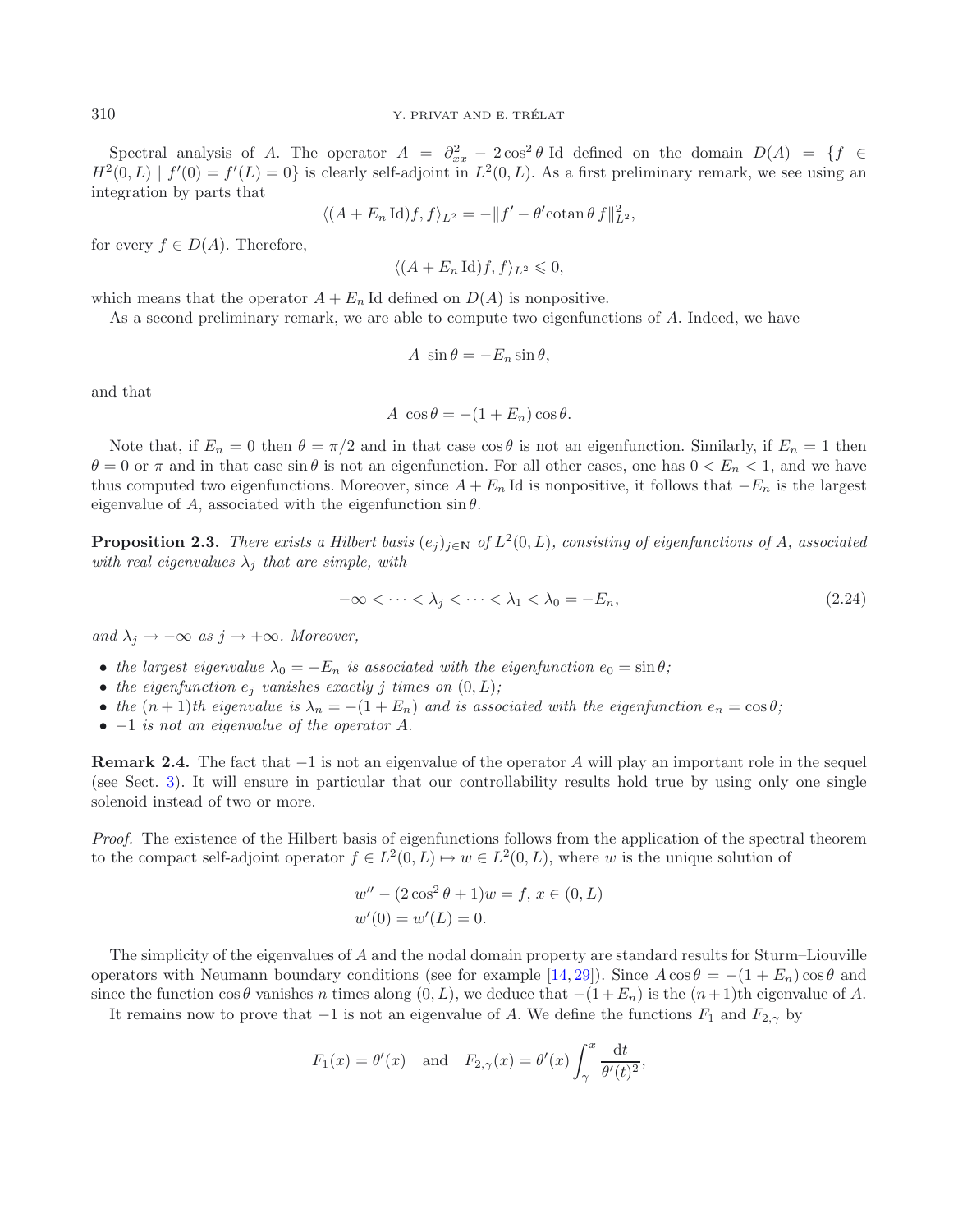Spectral analysis of $A$. The operator $A = \partial^2_{xx} - 2\cos^2\theta \,\mathrm{Id}$ defined on the domain $D(A) = \{f \in H^2(0,L) \mid f'(0) = f'(L) = 0\}$ is clearly self-adjoint in $L^2(0,L)$. As a first preliminary remark, we see using an integration by parts that

$$\langle (A + E_n \,\mathrm{Id}) f, f\rangle_{L^2} = -\|f' - \theta' \mathrm{cotan}\,\theta\, f\|^2_{L^2},$$

for every $f \in D(A)$. Therefore,

$$\langle (A + E_n \,\mathrm{Id}) f, f\rangle_{L^2} \leqslant 0,$$

which means that the operator $A + E_n \,\mathrm{Id}$ defined on $D(A)$ is nonpositive.

As a second preliminary remark, we are able to compute two eigenfunctions of $A$. Indeed, we have

$$A \ \sin\theta = -E_n \sin\theta,$$

and that

$$A \ \cos\theta = -(1 + E_n)\cos\theta.$$

Note that, if $E_n = 0$ then $\theta = \pi/2$ and in that case $\cos\theta$ is not an eigenfunction. Similarly, if $E_n = 1$ then $\theta = 0$ or $\pi$ and in that case $\sin\theta$ is not an eigenfunction. For all other cases, one has $0 < E_n < 1$, and we have thus computed two eigenfunctions. Moreover, since $A + E_n \,\mathrm{Id}$ is nonpositive, it follows that $-E_n$ is the largest eigenvalue of $A$, associated with the eigenfunction $\sin\theta$.

**Proposition 2.3.** *There exists a Hilbert basis $(e_j)_{j\in\mathbb{N}}$ of $L^2(0,L)$, consisting of eigenfunctions of $A$, associated with real eigenvalues $\lambda_j$ that are simple, with*

$$-\infty < \cdots < \lambda_j < \cdots < \lambda_1 < \lambda_0 = -E_n, \tag{2.24}$$

*and $\lambda_j \to -\infty$ as $j \to +\infty$. Moreover,*

- *the largest eigenvalue $\lambda_0 = -E_n$ is associated with the eigenfunction $e_0 = \sin\theta$;*
- *the eigenfunction $e_j$ vanishes exactly $j$ times on $(0,L)$;*
- *the $(n+1)$th eigenvalue is $\lambda_n = -(1+E_n)$ and is associated with the eigenfunction $e_n = \cos\theta$;*
- *$-1$ is not an eigenvalue of the operator $A$.*

**Remark 2.4.** The fact that $-1$ is not an eigenvalue of the operator $A$ will play an important role in the sequel (see Sect. 3). It will ensure in particular that our controllability results hold true by using only one single solenoid instead of two or more.

*Proof.* The existence of the Hilbert basis of eigenfunctions follows from the application of the spectral theorem to the compact self-adjoint operator $f \in L^2(0,L) \mapsto w \in L^2(0,L)$, where $w$ is the unique solution of

$$\begin{aligned} &w'' - (2\cos^2\theta + 1)w = f,\ x \in (0,L)\\ &w'(0) = w'(L) = 0. \end{aligned}$$

The simplicity of the eigenvalues of $A$ and the nodal domain property are standard results for Sturm–Liouville operators with Neumann boundary conditions (see for example [14,29]). Since $A\cos\theta = -(1+E_n)\cos\theta$ and since the function $\cos\theta$ vanishes $n$ times along $(0,L)$, we deduce that $-(1+E_n)$ is the $(n+1)$th eigenvalue of $A$.

It remains now to prove that $-1$ is not an eigenvalue of $A$. We define the functions $F_1$ and $F_{2,\gamma}$ by

$$F_1(x) = \theta'(x) \quad \text{and} \quad F_{2,\gamma}(x) = \theta'(x)\int_\gamma^x \frac{\mathrm{d}t}{\theta'(t)^2},$$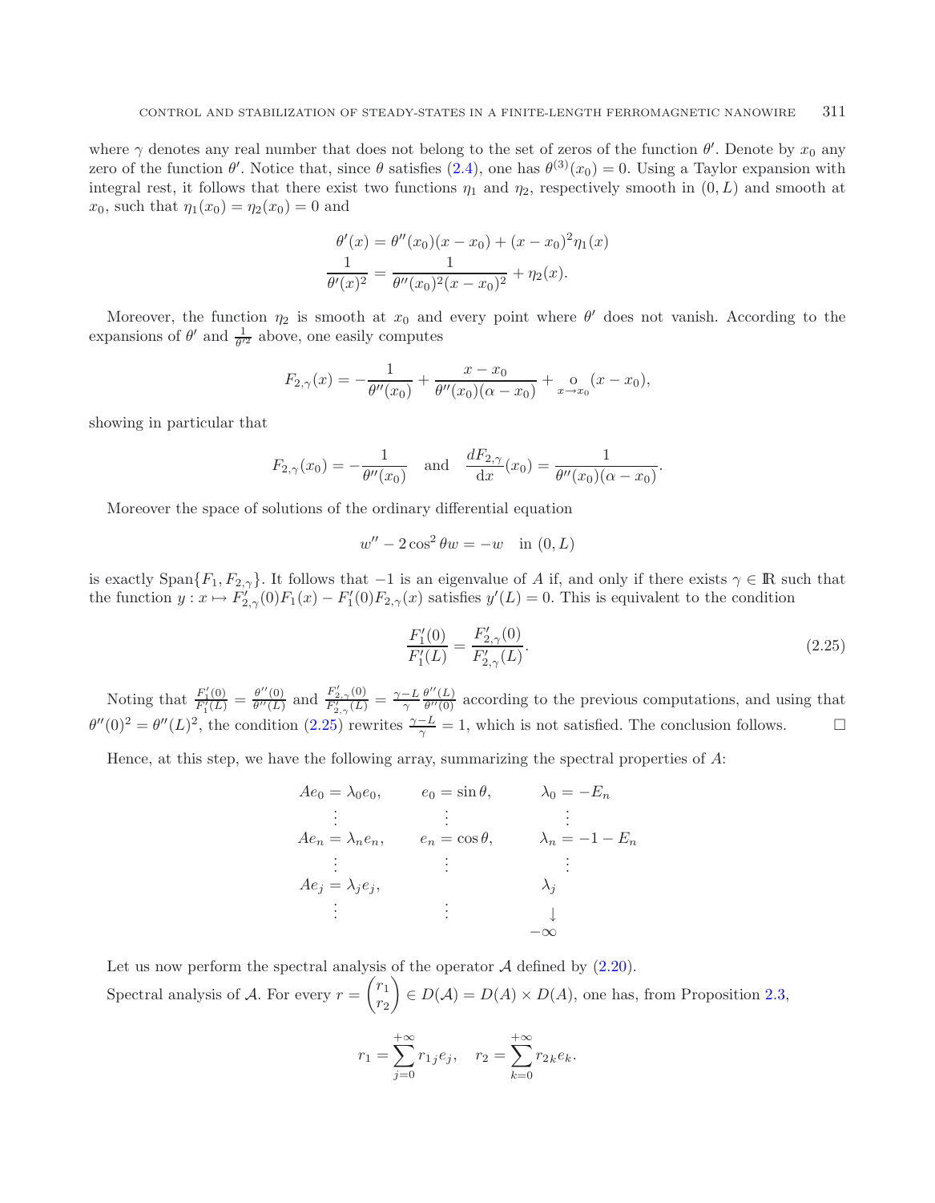where $\gamma$ denotes any real number that does not belong to the set of zeros of the function $\theta'$. Denote by $x_0$ any zero of the function $\theta'$. Notice that, since $\theta$ satisfies (2.4), one has $\theta^{(3)}(x_0) = 0$. Using a Taylor expansion with integral rest, it follows that there exist two functions $\eta_1$ and $\eta_2$, respectively smooth in $(0, L)$ and smooth at $x_0$, such that $\eta_1(x_0) = \eta_2(x_0) = 0$ and

$$\theta'(x) = \theta''(x_0)(x - x_0) + (x - x_0)^2\eta_1(x)$$
$$\frac{1}{\theta'(x)^2} = \frac{1}{\theta''(x_0)^2(x - x_0)^2} + \eta_2(x).$$

Moreover, the function $\eta_2$ is smooth at $x_0$ and every point where $\theta'$ does not vanish. According to the expansions of $\theta'$ and $\frac{1}{\theta'^2}$ above, one easily computes

$$F_{2,\gamma}(x) = -\frac{1}{\theta''(x_0)} + \frac{x - x_0}{\theta''(x_0)(\alpha - x_0)} + \underset{x\to x_0}{\mathrm{o}}(x - x_0),$$

showing in particular that

$$F_{2,\gamma}(x_0) = -\frac{1}{\theta''(x_0)} \quad \text{and} \quad \frac{dF_{2,\gamma}}{\mathrm{d}x}(x_0) = \frac{1}{\theta''(x_0)(\alpha - x_0)}.$$

Moreover the space of solutions of the ordinary differential equation

$$w'' - 2\cos^2\theta w = -w \quad \text{in } (0, L)$$

is exactly $\mathrm{Span}\{F_1, F_{2,\gamma}\}$. It follows that $-1$ is an eigenvalue of $A$ if, and only if there exists $\gamma \in \mathbb{R}$ such that the function $y : x \mapsto F'_{2,\gamma}(0)F_1(x) - F'_1(0)F_{2,\gamma}(x)$ satisfies $y'(L) = 0$. This is equivalent to the condition

$$\frac{F'_1(0)}{F'_1(L)} = \frac{F'_{2,\gamma}(0)}{F'_{2,\gamma}(L)}. \tag{2.25}$$

Noting that $\frac{F'_1(0)}{F'_1(L)} = \frac{\theta''(0)}{\theta''(L)}$ and $\frac{F'_{2,\gamma}(0)}{F'_{2,\gamma}(L)} = \frac{\gamma - L}{\gamma}\frac{\theta''(L)}{\theta''(0)}$ according to the previous computations, and using that $\theta''(0)^2 = \theta''(L)^2$, the condition (2.25) rewrites $\frac{\gamma - L}{\gamma} = 1$, which is not satisfied. The conclusion follows. □

Hence, at this step, we have the following array, summarizing the spectral properties of $A$:

$$\begin{array}{ccc}
Ae_0 = \lambda_0 e_0, & e_0 = \sin\theta, & \lambda_0 = -E_n \\
\vdots & \vdots & \vdots \\
Ae_n = \lambda_n e_n, & e_n = \cos\theta, & \lambda_n = -1 - E_n \\
\vdots & \vdots & \vdots \\
Ae_j = \lambda_j e_j, & & \lambda_j \\
\vdots & \vdots & \downarrow \\
 & & -\infty
\end{array}$$

Let us now perform the spectral analysis of the operator $\mathcal{A}$ defined by (2.20).

Spectral analysis of $\mathcal{A}$. For every $r = \begin{pmatrix} r_1 \\ r_2 \end{pmatrix} \in D(\mathcal{A}) = D(A) \times D(A)$, one has, from Proposition 2.3,

$$r_1 = \sum_{j=0}^{+\infty} r_{1j}e_j, \quad r_2 = \sum_{k=0}^{+\infty} r_{2k}e_k.$$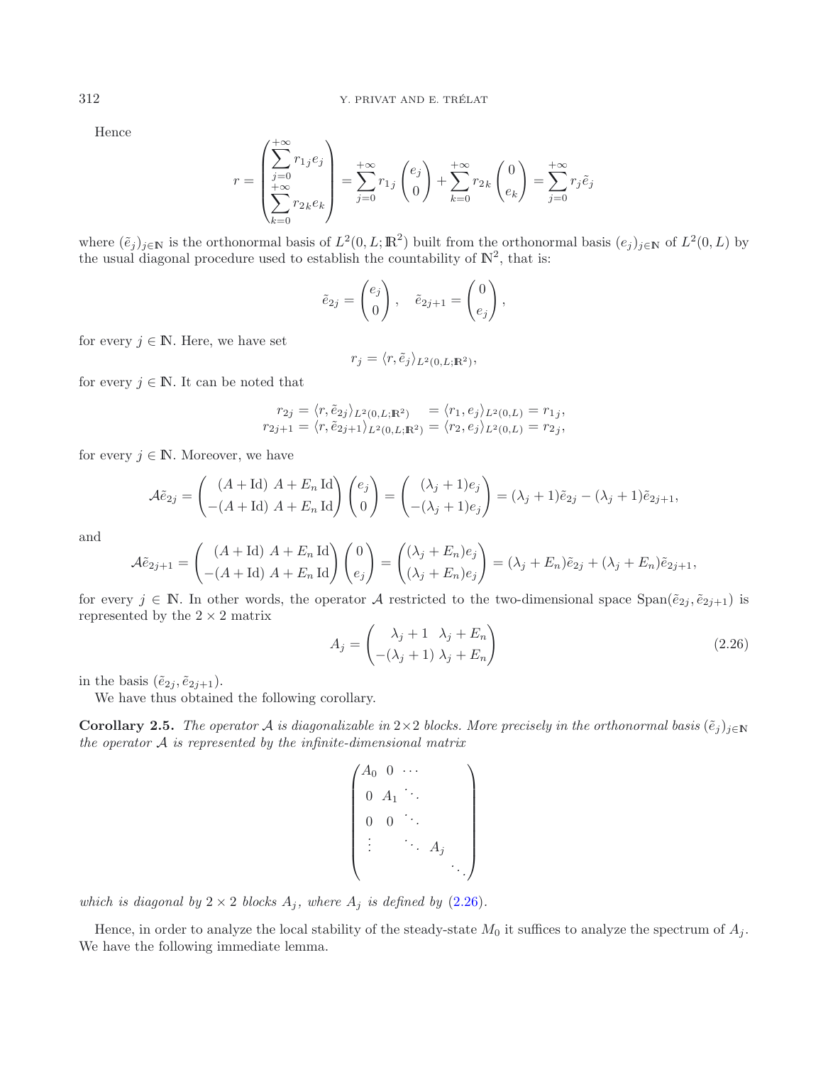Hence

$$
r = \begin{pmatrix} \displaystyle\sum_{j=0}^{+\infty} r_{1j} e_j \\ \displaystyle\sum_{k=0}^{+\infty} r_{2k} e_k \end{pmatrix} = \sum_{j=0}^{+\infty} r_{1j} \begin{pmatrix} e_j \\ 0 \end{pmatrix} + \sum_{k=0}^{+\infty} r_{2k} \begin{pmatrix} 0 \\ e_k \end{pmatrix} = \sum_{j=0}^{+\infty} r_j \tilde{e}_j
$$

where $(\tilde{e}_j)_{j\in\mathbb{N}}$ is the orthonormal basis of $L^2(0, L; \mathbb{R}^2)$ built from the orthonormal basis $(e_j)_{j\in\mathbb{N}}$ of $L^2(0, L)$ by the usual diagonal procedure used to establish the countability of $\mathbb{N}^2$, that is:

$$
\tilde{e}_{2j} = \begin{pmatrix} e_j \\ 0 \end{pmatrix}, \quad \tilde{e}_{2j+1} = \begin{pmatrix} 0 \\ e_j \end{pmatrix},
$$

for every $j \in \mathbb{N}$. Here, we have set

$$
r_j = \langle r, \tilde{e}_j \rangle_{L^2(0,L;\mathbb{R}^2)},
$$

for every $j \in \mathbb{N}$. It can be noted that

$$
\begin{aligned}
r_{2j} &= \langle r, \tilde{e}_{2j} \rangle_{L^2(0,L;\mathbb{R}^2)} &&= \langle r_1, e_j \rangle_{L^2(0,L)} = r_{1j}, \\
r_{2j+1} &= \langle r, \tilde{e}_{2j+1} \rangle_{L^2(0,L;\mathbb{R}^2)} &&= \langle r_2, e_j \rangle_{L^2(0,L)} = r_{2j},
\end{aligned}
$$

for every $j \in \mathbb{N}$. Moreover, we have

$$
\mathcal{A}\tilde{e}_{2j} = \begin{pmatrix} (A + \mathrm{Id}) & A + E_n \,\mathrm{Id} \\ -(A + \mathrm{Id}) & A + E_n \,\mathrm{Id} \end{pmatrix} \begin{pmatrix} e_j \\ 0 \end{pmatrix} = \begin{pmatrix} (\lambda_j + 1) e_j \\ -(\lambda_j + 1) e_j \end{pmatrix} = (\lambda_j + 1)\tilde{e}_{2j} - (\lambda_j + 1)\tilde{e}_{2j+1},
$$

and

$$
\mathcal{A}\tilde{e}_{2j+1} = \begin{pmatrix} (A + \mathrm{Id}) & A + E_n \,\mathrm{Id} \\ -(A + \mathrm{Id}) & A + E_n \,\mathrm{Id} \end{pmatrix} \begin{pmatrix} 0 \\ e_j \end{pmatrix} = \begin{pmatrix} (\lambda_j + E_n) e_j \\ (\lambda_j + E_n) e_j \end{pmatrix} = (\lambda_j + E_n)\tilde{e}_{2j} + (\lambda_j + E_n)\tilde{e}_{2j+1},
$$

for every $j \in \mathbb{N}$. In other words, the operator $\mathcal{A}$ restricted to the two-dimensional space $\mathrm{Span}(\tilde{e}_{2j}, \tilde{e}_{2j+1})$ is represented by the $2 \times 2$ matrix

$$
A_j = \begin{pmatrix} \lambda_j + 1 & \lambda_j + E_n \\ -(\lambda_j + 1) & \lambda_j + E_n \end{pmatrix} \tag{2.26}
$$

in the basis $(\tilde{e}_{2j}, \tilde{e}_{2j+1})$.

We have thus obtained the following corollary.

**Corollary 2.5.** *The operator $\mathcal{A}$ is diagonalizable in $2\times2$ blocks. More precisely in the orthonormal basis $(\tilde{e}_j)_{j\in\mathbb{N}}$ the operator $\mathcal{A}$ is represented by the infinite-dimensional matrix*

$$
\begin{pmatrix}
A_0 & 0 & \cdots & & \\
0 & A_1 & \ddots & & \\
0 & 0 & \ddots & & \\
\vdots & & \ddots & A_j & \\
& & & & \ddots
\end{pmatrix}
$$

*which is diagonal by $2 \times 2$ blocks $A_j$, where $A_j$ is defined by (2.26).*

Hence, in order to analyze the local stability of the steady-state $M_0$ it suffices to analyze the spectrum of $A_j$. We have the following immediate lemma.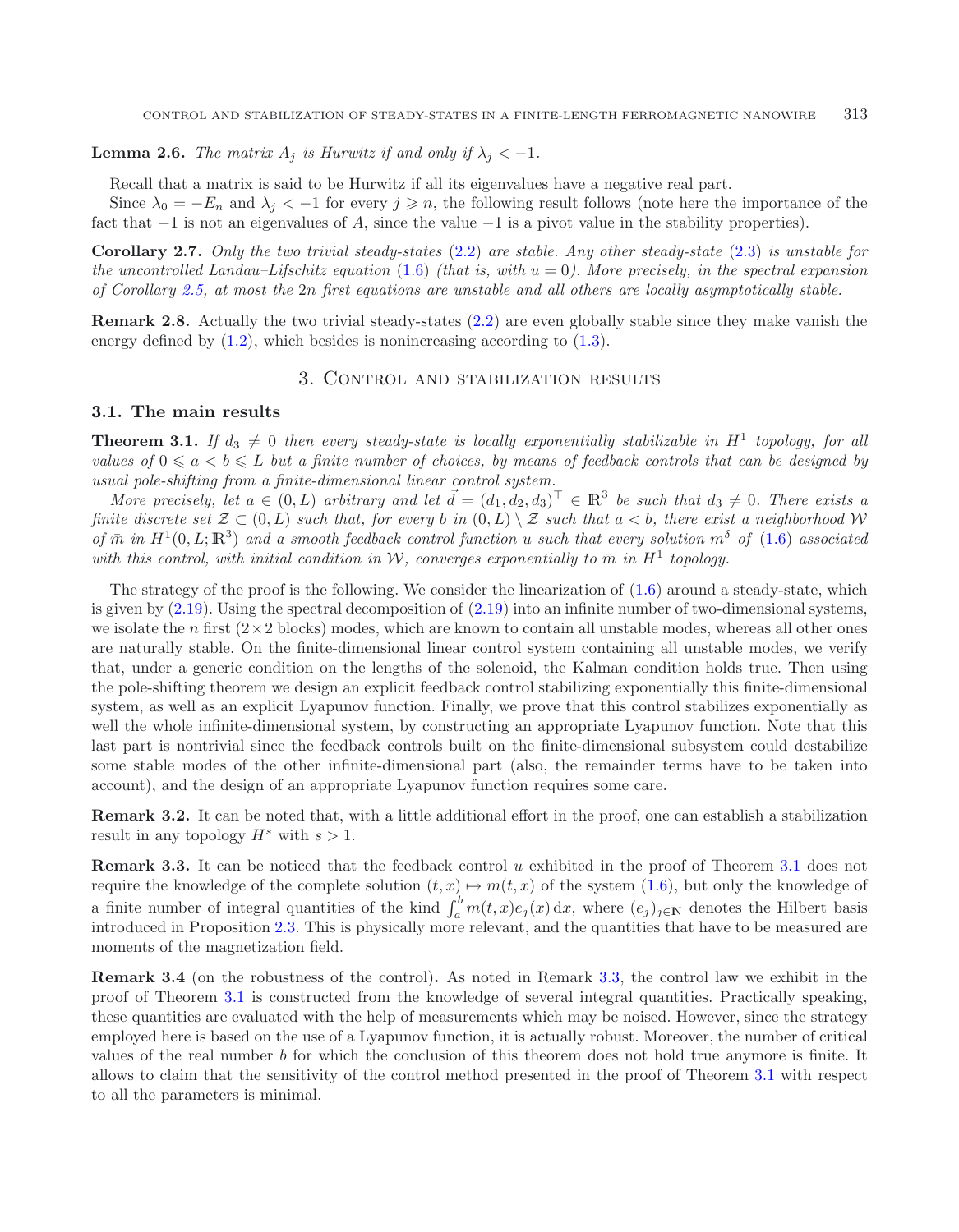**Lemma 2.6.** *The matrix $A_j$ is Hurwitz if and only if $\lambda_j < -1$.*

Recall that a matrix is said to be Hurwitz if all its eigenvalues have a negative real part.

Since $\lambda_0 = -E_n$ and $\lambda_j < -1$ for every $j \geqslant n$, the following result follows (note here the importance of the fact that $-1$ is not an eigenvalues of $A$, since the value $-1$ is a pivot value in the stability properties).

**Corollary 2.7.** *Only the two trivial steady-states (2.2) are stable. Any other steady-state (2.3) is unstable for the uncontrolled Landau–Lifschitz equation (1.6) (that is, with $u = 0$). More precisely, in the spectral expansion of Corollary 2.5, at most the $2n$ first equations are unstable and all others are locally asymptotically stable.*

**Remark 2.8.** Actually the two trivial steady-states (2.2) are even globally stable since they make vanish the energy defined by (1.2), which besides is nonincreasing according to (1.3).

## 3. Control and stabilization results

### 3.1. The main results

**Theorem 3.1.** *If $d_3 \neq 0$ then every steady-state is locally exponentially stabilizable in $H^1$ topology, for all values of $0 \leqslant a < b \leqslant L$ but a finite number of choices, by means of feedback controls that can be designed by usual pole-shifting from a finite-dimensional linear control system.*

*More precisely, let $a \in (0, L)$ arbitrary and let $\vec{d} = (d_1, d_2, d_3)^\top \in \mathbb{R}^3$ be such that $d_3 \neq 0$. There exists a finite discrete set $\mathcal{Z} \subset (0, L)$ such that, for every $b$ in $(0, L) \setminus \mathcal{Z}$ such that $a < b$, there exist a neighborhood $\mathcal{W}$ of $\bar{m}$ in $H^1(0, L; \mathbb{R}^3)$ and a smooth feedback control function $u$ such that every solution $m^\delta$ of (1.6) associated with this control, with initial condition in $\mathcal{W}$, converges exponentially to $\bar{m}$ in $H^1$ topology.*

The strategy of the proof is the following. We consider the linearization of (1.6) around a steady-state, which is given by (2.19). Using the spectral decomposition of (2.19) into an infinite number of two-dimensional systems, we isolate the $n$ first ($2 \times 2$ blocks) modes, which are known to contain all unstable modes, whereas all other ones are naturally stable. On the finite-dimensional linear control system containing all unstable modes, we verify that, under a generic condition on the lengths of the solenoid, the Kalman condition holds true. Then using the pole-shifting theorem we design an explicit feedback control stabilizing exponentially this finite-dimensional system, as well as an explicit Lyapunov function. Finally, we prove that this control stabilizes exponentially as well the whole infinite-dimensional system, by constructing an appropriate Lyapunov function. Note that this last part is nontrivial since the feedback controls built on the finite-dimensional subsystem could destabilize some stable modes of the other infinite-dimensional part (also, the remainder terms have to be taken into account), and the design of an appropriate Lyapunov function requires some care.

**Remark 3.2.** It can be noted that, with a little additional effort in the proof, one can establish a stabilization result in any topology $H^s$ with $s > 1$.

**Remark 3.3.** It can be noticed that the feedback control $u$ exhibited in the proof of Theorem 3.1 does not require the knowledge of the complete solution $(t, x) \mapsto m(t, x)$ of the system (1.6), but only the knowledge of a finite number of integral quantities of the kind $\int_a^b m(t, x) e_j(x) \, \mathrm{d}x$, where $(e_j)_{j \in \mathbb{N}}$ denotes the Hilbert basis introduced in Proposition 2.3. This is physically more relevant, and the quantities that have to be measured are moments of the magnetization field.

**Remark 3.4** (on the robustness of the control)**.** As noted in Remark 3.3, the control law we exhibit in the proof of Theorem 3.1 is constructed from the knowledge of several integral quantities. Practically speaking, these quantities are evaluated with the help of measurements which may be noised. However, since the strategy employed here is based on the use of a Lyapunov function, it is actually robust. Moreover, the number of critical values of the real number $b$ for which the conclusion of this theorem does not hold true anymore is finite. It allows to claim that the sensitivity of the control method presented in the proof of Theorem 3.1 with respect to all the parameters is minimal.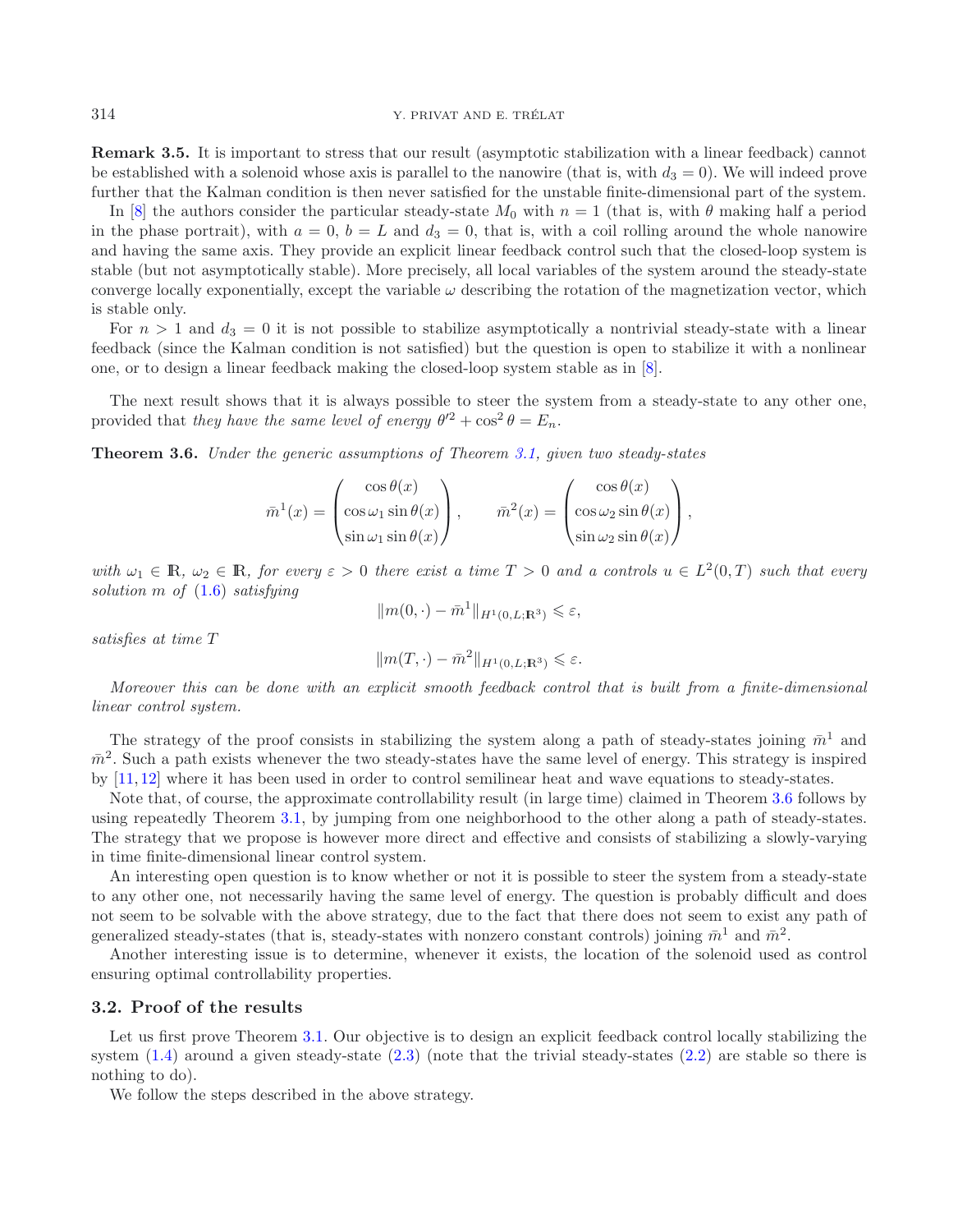**Remark 3.5.** It is important to stress that our result (asymptotic stabilization with a linear feedback) cannot be established with a solenoid whose axis is parallel to the nanowire (that is, with $d_3 = 0$). We will indeed prove further that the Kalman condition is then never satisfied for the unstable finite-dimensional part of the system.

In [8] the authors consider the particular steady-state $M_0$ with $n = 1$ (that is, with $\theta$ making half a period in the phase portrait), with $a = 0$, $b = L$ and $d_3 = 0$, that is, with a coil rolling around the whole nanowire and having the same axis. They provide an explicit linear feedback control such that the closed-loop system is stable (but not asymptotically stable). More precisely, all local variables of the system around the steady-state converge locally exponentially, except the variable $\omega$ describing the rotation of the magnetization vector, which is stable only.

For $n > 1$ and $d_3 = 0$ it is not possible to stabilize asymptotically a nontrivial steady-state with a linear feedback (since the Kalman condition is not satisfied) but the question is open to stabilize it with a nonlinear one, or to design a linear feedback making the closed-loop system stable as in [8].

The next result shows that it is always possible to steer the system from a steady-state to any other one, provided that *they have the same level of energy* $\theta'^2 + \cos^2\theta = E_n$.

**Theorem 3.6.** *Under the generic assumptions of Theorem 3.1, given two steady-states*

$$\bar{m}^1(x) = \begin{pmatrix} \cos\theta(x) \\ \cos\omega_1 \sin\theta(x) \\ \sin\omega_1 \sin\theta(x) \end{pmatrix}, \qquad \bar{m}^2(x) = \begin{pmatrix} \cos\theta(x) \\ \cos\omega_2 \sin\theta(x) \\ \sin\omega_2 \sin\theta(x) \end{pmatrix},$$

*with $\omega_1 \in \mathbb{R}$, $\omega_2 \in \mathbb{R}$, for every $\varepsilon > 0$ there exist a time $T > 0$ and a controls $u \in L^2(0, T)$ such that every solution $m$ of (1.6) satisfying*

$$\|m(0, \cdot) - \bar{m}^1\|_{H^1(0,L;\mathbb{R}^3)} \leqslant \varepsilon,$$

*satisfies at time $T$*

$$\|m(T, \cdot) - \bar{m}^2\|_{H^1(0,L;\mathbb{R}^3)} \leqslant \varepsilon.$$

*Moreover this can be done with an explicit smooth feedback control that is built from a finite-dimensional linear control system.*

The strategy of the proof consists in stabilizing the system along a path of steady-states joining $\bar{m}^1$ and $\bar{m}^2$. Such a path exists whenever the two steady-states have the same level of energy. This strategy is inspired by [11,12] where it has been used in order to control semilinear heat and wave equations to steady-states.

Note that, of course, the approximate controllability result (in large time) claimed in Theorem 3.6 follows by using repeatedly Theorem 3.1, by jumping from one neighborhood to the other along a path of steady-states. The strategy that we propose is however more direct and effective and consists of stabilizing a slowly-varying in time finite-dimensional linear control system.

An interesting open question is to know whether or not it is possible to steer the system from a steady-state to any other one, not necessarily having the same level of energy. The question is probably difficult and does not seem to be solvable with the above strategy, due to the fact that there does not seem to exist any path of generalized steady-states (that is, steady-states with nonzero constant controls) joining $\bar{m}^1$ and $\bar{m}^2$.

Another interesting issue is to determine, whenever it exists, the location of the solenoid used as control ensuring optimal controllability properties.

### 3.2. Proof of the results

Let us first prove Theorem 3.1. Our objective is to design an explicit feedback control locally stabilizing the system (1.4) around a given steady-state (2.3) (note that the trivial steady-states (2.2) are stable so there is nothing to do).

We follow the steps described in the above strategy.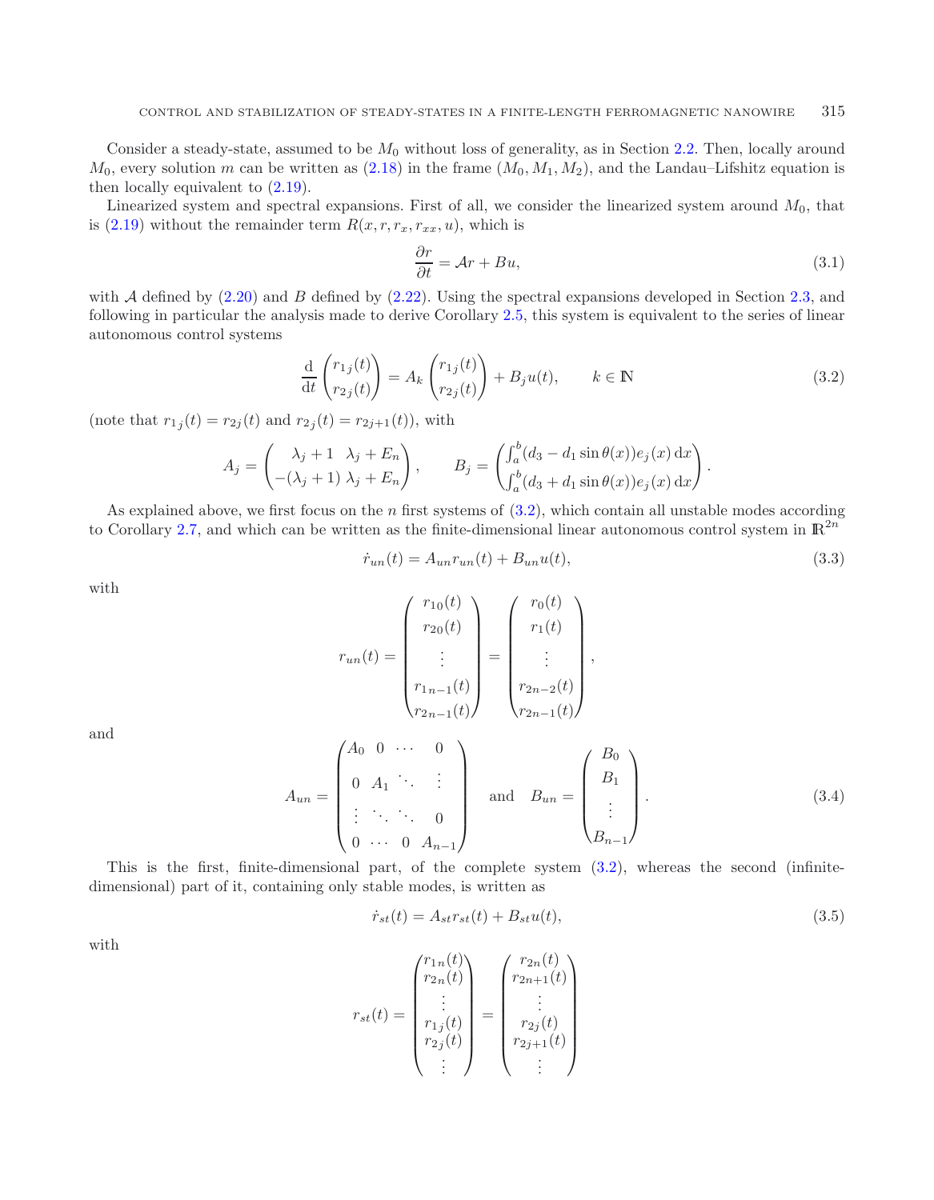Consider a steady-state, assumed to be $M_0$ without loss of generality, as in Section 2.2. Then, locally around $M_0$, every solution $m$ can be written as (2.18) in the frame $(M_0, M_1, M_2)$, and the Landau–Lifshitz equation is then locally equivalent to (2.19).

Linearized system and spectral expansions. First of all, we consider the linearized system around $M_0$, that is (2.19) without the remainder term $R(x, r, r_x, r_{xx}, u)$, which is

$$\frac{\partial r}{\partial t} = \mathcal{A}r + Bu, \tag{3.1}$$

with $\mathcal{A}$ defined by (2.20) and $B$ defined by (2.22). Using the spectral expansions developed in Section 2.3, and following in particular the analysis made to derive Corollary 2.5, this system is equivalent to the series of linear autonomous control systems

$$\frac{\mathrm{d}}{\mathrm{d}t}\begin{pmatrix} r_{1j}(t) \\ r_{2j}(t) \end{pmatrix} = A_k \begin{pmatrix} r_{1j}(t) \\ r_{2j}(t) \end{pmatrix} + B_j u(t), \qquad k \in \mathbb{N} \tag{3.2}$$

(note that $r_{1j}(t) = r_{2j}(t)$ and $r_{2j}(t) = r_{2j+1}(t)$), with

$$A_j = \begin{pmatrix} \lambda_j + 1 & \lambda_j + E_n \\ -(\lambda_j + 1) & \lambda_j + E_n \end{pmatrix}, \qquad B_j = \begin{pmatrix} \int_a^b (d_3 - d_1 \sin\theta(x)) e_j(x)\,\mathrm{d}x \\ \int_a^b (d_3 + d_1 \sin\theta(x)) e_j(x)\,\mathrm{d}x \end{pmatrix}.$$

As explained above, we first focus on the $n$ first systems of (3.2), which contain all unstable modes according to Corollary 2.7, and which can be written as the finite-dimensional linear autonomous control system in $\mathbb{R}^{2n}$

$$\dot{r}_{un}(t) = A_{un} r_{un}(t) + B_{un} u(t), \tag{3.3}$$

with

$$r_{un}(t) = \begin{pmatrix} r_{10}(t) \\ r_{20}(t) \\ \vdots \\ r_{1n-1}(t) \\ r_{2n-1}(t) \end{pmatrix} = \begin{pmatrix} r_0(t) \\ r_1(t) \\ \vdots \\ r_{2n-2}(t) \\ r_{2n-1}(t) \end{pmatrix},$$

and

$$A_{un} = \begin{pmatrix} A_0 & 0 & \cdots & 0 \\ 0 & A_1 & \ddots & \vdots \\ \vdots & \ddots & \ddots & 0 \\ 0 & \cdots & 0 & A_{n-1} \end{pmatrix} \quad \text{and} \quad B_{un} = \begin{pmatrix} B_0 \\ B_1 \\ \vdots \\ B_{n-1} \end{pmatrix}. \tag{3.4}$$

This is the first, finite-dimensional part, of the complete system (3.2), whereas the second (infinite-dimensional) part of it, containing only stable modes, is written as

$$\dot{r}_{st}(t) = A_{st} r_{st}(t) + B_{st} u(t), \tag{3.5}$$

with

$$r_{st}(t) = \begin{pmatrix} r_{1n}(t) \\ r_{2n}(t) \\ \vdots \\ r_{1j}(t) \\ r_{2j}(t) \\ \vdots \end{pmatrix} = \begin{pmatrix} r_{2n}(t) \\ r_{2n+1}(t) \\ \vdots \\ r_{2j}(t) \\ r_{2j+1}(t) \\ \vdots \end{pmatrix}$$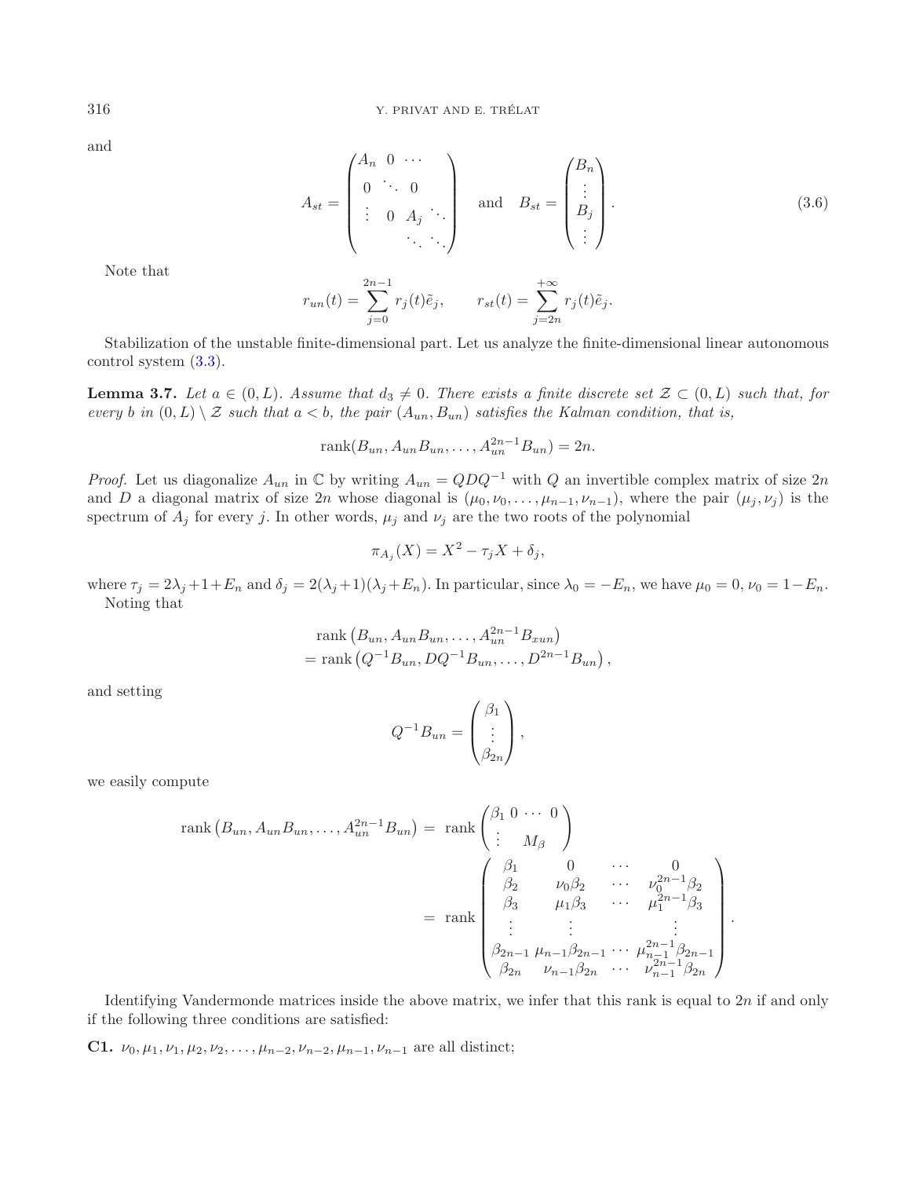and

$$A_{st} = \begin{pmatrix} A_n & 0 & \cdots & & \\ 0 & \ddots & 0 & & \\ \vdots & 0 & A_j & \ddots & \\ & & \ddots & \ddots & \end{pmatrix} \quad \text{and} \quad B_{st} = \begin{pmatrix} B_n \\ \vdots \\ B_j \\ \vdots \end{pmatrix}. \tag{3.6}$$

Note that

$$r_{un}(t) = \sum_{j=0}^{2n-1} r_j(t)\tilde{e}_j, \qquad r_{st}(t) = \sum_{j=2n}^{+\infty} r_j(t)\tilde{e}_j.$$

Stabilization of the unstable finite-dimensional part. Let us analyze the finite-dimensional linear autonomous control system (3.3).

**Lemma 3.7.** *Let $a \in (0, L)$. Assume that $d_3 \neq 0$. There exists a finite discrete set $\mathcal{Z} \subset (0, L)$ such that, for every $b$ in $(0, L) \setminus \mathcal{Z}$ such that $a < b$, the pair $(A_{un}, B_{un})$ satisfies the Kalman condition, that is,*

$$\operatorname{rank}(B_{un}, A_{un}B_{un}, \ldots, A_{un}^{2n-1}B_{un}) = 2n.$$

*Proof.* Let us diagonalize $A_{un}$ in $\mathbb{C}$ by writing $A_{un} = QDQ^{-1}$ with $Q$ an invertible complex matrix of size $2n$ and $D$ a diagonal matrix of size $2n$ whose diagonal is $(\mu_0, \nu_0, \ldots, \mu_{n-1}, \nu_{n-1})$, where the pair $(\mu_j, \nu_j)$ is the spectrum of $A_j$ for every $j$. In other words, $\mu_j$ and $\nu_j$ are the two roots of the polynomial

$$\pi_{A_j}(X) = X^2 - \tau_j X + \delta_j,$$

where $\tau_j = 2\lambda_j + 1 + E_n$ and $\delta_j = 2(\lambda_j + 1)(\lambda_j + E_n)$. In particular, since $\lambda_0 = -E_n$, we have $\mu_0 = 0$, $\nu_0 = 1 - E_n$.

Noting that

$$\begin{aligned} &\operatorname{rank}\left(B_{un}, A_{un}B_{un}, \ldots, A_{un}^{2n-1}B_{xun}\right) \\ &= \operatorname{rank}\left(Q^{-1}B_{un}, DQ^{-1}B_{un}, \ldots, D^{2n-1}B_{un}\right), \end{aligned}$$

and setting

$$Q^{-1}B_{un} = \begin{pmatrix} \beta_1 \\ \vdots \\ \beta_{2n} \end{pmatrix},$$

we easily compute

$$\begin{aligned} \operatorname{rank}\left(B_{un}, A_{un}B_{un}, \ldots, A_{un}^{2n-1}B_{un}\right) &= \operatorname{rank}\begin{pmatrix} \beta_1 & 0 \cdots 0 \\ \vdots & M_\beta \end{pmatrix} \\ &= \operatorname{rank}\begin{pmatrix} \beta_1 & 0 & \cdots & 0 \\ \beta_2 & \nu_0\beta_2 & \cdots & \nu_0^{2n-1}\beta_2 \\ \beta_3 & \mu_1\beta_3 & \cdots & \mu_1^{2n-1}\beta_3 \\ \vdots & \vdots & & \vdots \\ \beta_{2n-1} & \mu_{n-1}\beta_{2n-1} & \cdots & \mu_{n-1}^{2n-1}\beta_{2n-1} \\ \beta_{2n} & \nu_{n-1}\beta_{2n} & \cdots & \nu_{n-1}^{2n-1}\beta_{2n} \end{pmatrix}. \end{aligned}$$

Identifying Vandermonde matrices inside the above matrix, we infer that this rank is equal to $2n$ if and only if the following three conditions are satisfied:

**C1.** $\nu_0, \mu_1, \nu_1, \mu_2, \nu_2, \ldots, \mu_{n-2}, \nu_{n-2}, \mu_{n-1}, \nu_{n-1}$ are all distinct;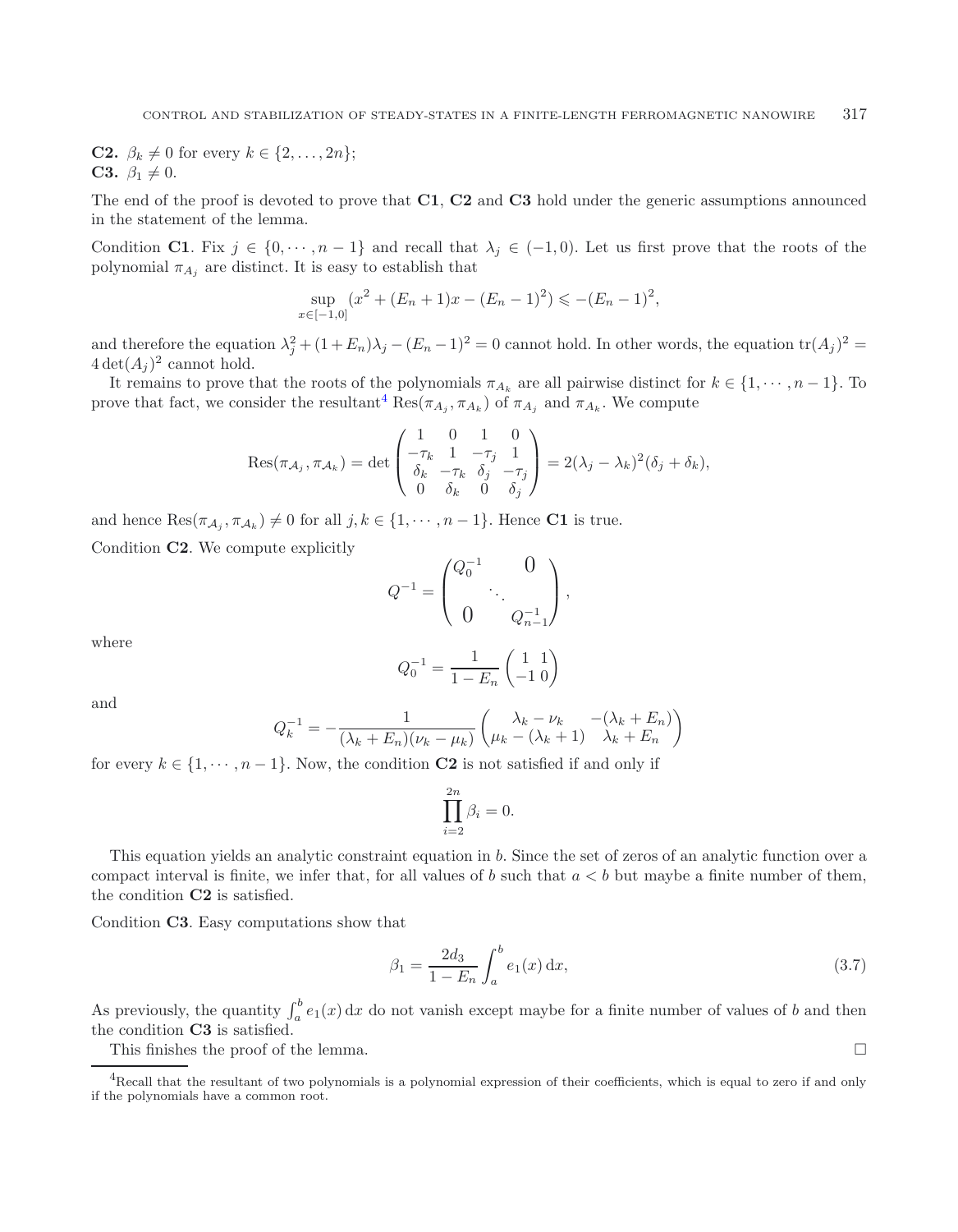**C2.** $\beta_k \neq 0$ for every $k \in \{2, \ldots, 2n\}$;
**C3.** $\beta_1 \neq 0$.

The end of the proof is devoted to prove that **C1**, **C2** and **C3** hold under the generic assumptions announced in the statement of the lemma.

Condition **C1**. Fix $j \in \{0, \cdots, n-1\}$ and recall that $\lambda_j \in (-1, 0)$. Let us first prove that the roots of the polynomial $\pi_{A_j}$ are distinct. It is easy to establish that

$$\sup_{x\in[-1,0]} (x^2 + (E_n + 1)x - (E_n - 1)^2) \leqslant -(E_n - 1)^2,$$

and therefore the equation $\lambda_j^2 + (1 + E_n)\lambda_j - (E_n - 1)^2 = 0$ cannot hold. In other words, the equation $\mathrm{tr}(A_j)^2 = 4 \det(A_j)^2$ cannot hold.

It remains to prove that the roots of the polynomials $\pi_{A_k}$ are all pairwise distinct for $k \in \{1, \cdots, n-1\}$. To prove that fact, we consider the resultant[4] $\mathrm{Res}(\pi_{A_j}, \pi_{A_k})$ of $\pi_{A_j}$ and $\pi_{A_k}$. We compute

$$\mathrm{Res}(\pi_{\mathcal{A}_j}, \pi_{\mathcal{A}_k}) = \det \begin{pmatrix} 1 & 0 & 1 & 0 \\ -\tau_k & 1 & -\tau_j & 1 \\ \delta_k & -\tau_k & \delta_j & -\tau_j \\ 0 & \delta_k & 0 & \delta_j \end{pmatrix} = 2(\lambda_j - \lambda_k)^2(\delta_j + \delta_k),$$

and hence $\mathrm{Res}(\pi_{\mathcal{A}_j}, \pi_{\mathcal{A}_k}) \neq 0$ for all $j, k \in \{1, \cdots, n-1\}$. Hence **C1** is true.

Condition **C2**. We compute explicitly

$$Q^{-1} = \begin{pmatrix} Q_0^{-1} & & 0 \\ & \ddots & \\ 0 & & Q_{n-1}^{-1} \end{pmatrix},$$

where

$$Q_0^{-1} = \frac{1}{1 - E_n} \begin{pmatrix} 1 & 1 \\ -1 & 0 \end{pmatrix}$$

and

$$Q_k^{-1} = -\frac{1}{(\lambda_k + E_n)(\nu_k - \mu_k)} \begin{pmatrix} \lambda_k - \nu_k & -(\lambda_k + E_n) \\ \mu_k - (\lambda_k + 1) & \lambda_k + E_n \end{pmatrix}$$

for every $k \in \{1, \cdots, n-1\}$. Now, the condition **C2** is not satisfied if and only if

$$\prod_{i=2}^{2n} \beta_i = 0.$$

This equation yields an analytic constraint equation in $b$. Since the set of zeros of an analytic function over a compact interval is finite, we infer that, for all values of $b$ such that $a < b$ but maybe a finite number of them, the condition **C2** is satisfied.

Condition **C3**. Easy computations show that

$$\beta_1 = \frac{2d_3}{1 - E_n} \int_a^b e_1(x)\,\mathrm{d}x, \tag{3.7}$$

As previously, the quantity $\int_a^b e_1(x)\,\mathrm{d}x$ do not vanish except maybe for a finite number of values of $b$ and then the condition **C3** is satisfied.

This finishes the proof of the lemma. □

---

[4]Recall that the resultant of two polynomials is a polynomial expression of their coefficients, which is equal to zero if and only if the polynomials have a common root.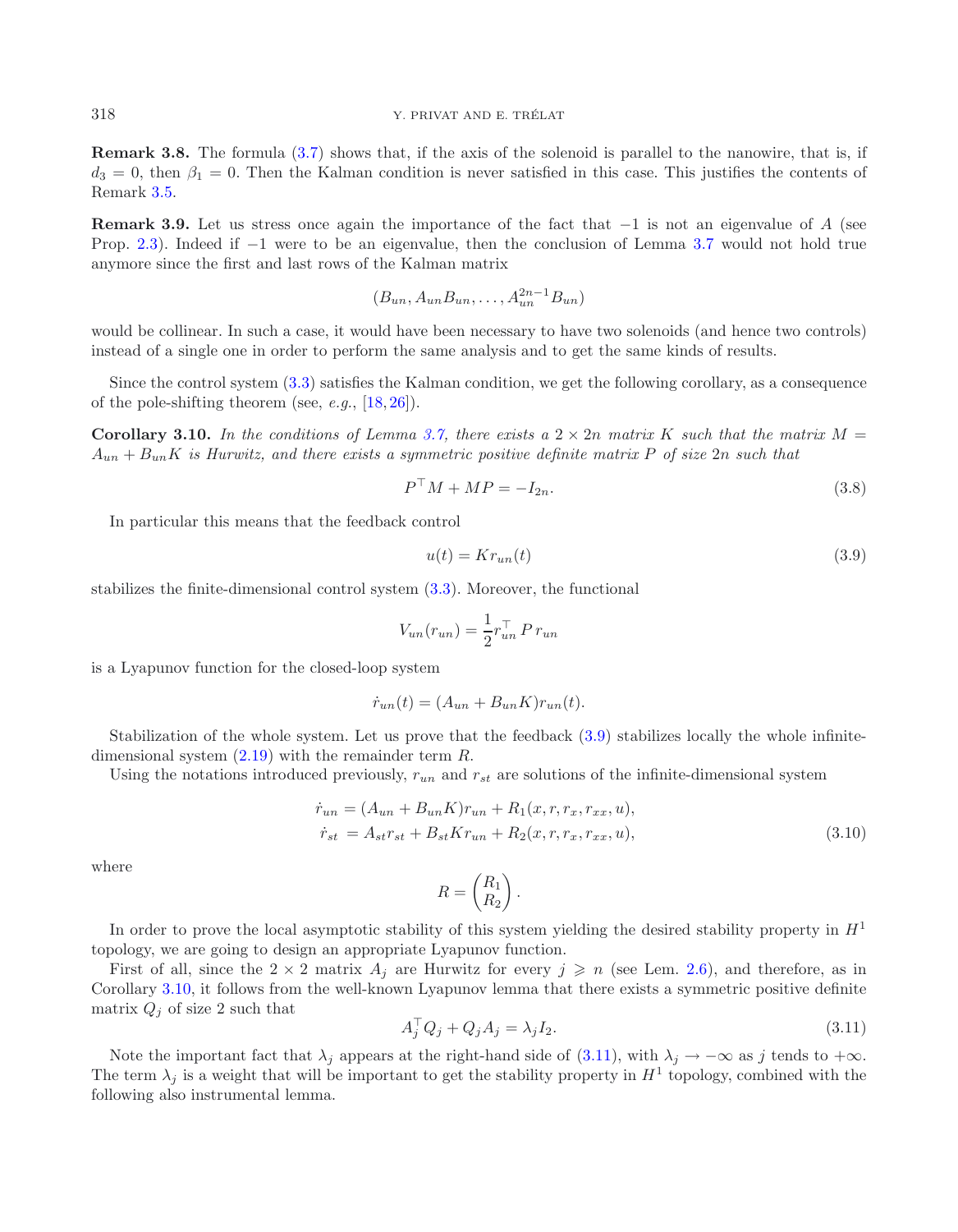**Remark 3.8.** The formula (3.7) shows that, if the axis of the solenoid is parallel to the nanowire, that is, if $d_3 = 0$, then $\beta_1 = 0$. Then the Kalman condition is never satisfied in this case. This justifies the contents of Remark 3.5.

**Remark 3.9.** Let us stress once again the importance of the fact that $-1$ is not an eigenvalue of $A$ (see Prop. 2.3). Indeed if $-1$ were to be an eigenvalue, then the conclusion of Lemma 3.7 would not hold true anymore since the first and last rows of the Kalman matrix

$$(B_{un}, A_{un}B_{un}, \ldots, A_{un}^{2n-1}B_{un})$$

would be collinear. In such a case, it would have been necessary to have two solenoids (and hence two controls) instead of a single one in order to perform the same analysis and to get the same kinds of results.

Since the control system (3.3) satisfies the Kalman condition, we get the following corollary, as a consequence of the pole-shifting theorem (see, *e.g.*, [18, 26]).

**Corollary 3.10.** *In the conditions of Lemma 3.7, there exists a $2 \times 2n$ matrix $K$ such that the matrix $M = A_{un} + B_{un}K$ is Hurwitz, and there exists a symmetric positive definite matrix $P$ of size $2n$ such that*

$$P^\top M + MP = -I_{2n}. \tag{3.8}$$

In particular this means that the feedback control

$$u(t) = Kr_{un}(t) \tag{3.9}$$

stabilizes the finite-dimensional control system (3.3). Moreover, the functional

$$V_{un}(r_{un}) = \frac{1}{2} r_{un}^\top P\, r_{un}$$

is a Lyapunov function for the closed-loop system

$$\dot{r}_{un}(t) = (A_{un} + B_{un}K)r_{un}(t).$$

Stabilization of the whole system. Let us prove that the feedback (3.9) stabilizes locally the whole infinite-dimensional system (2.19) with the remainder term $R$.

Using the notations introduced previously, $r_{un}$ and $r_{st}$ are solutions of the infinite-dimensional system

$$\begin{aligned} \dot{r}_{un} &= (A_{un} + B_{un}K)r_{un} + R_1(x, r, r_x, r_{xx}, u),\\ \dot{r}_{st} &= A_{st}r_{st} + B_{st}Kr_{un} + R_2(x, r, r_x, r_{xx}, u), \end{aligned} \tag{3.10}$$

where

$$R = \begin{pmatrix} R_1 \\ R_2 \end{pmatrix}.$$

In order to prove the local asymptotic stability of this system yielding the desired stability property in $H^1$ topology, we are going to design an appropriate Lyapunov function.

First of all, since the $2 \times 2$ matrix $A_j$ are Hurwitz for every $j \geqslant n$ (see Lem. 2.6), and therefore, as in Corollary 3.10, it follows from the well-known Lyapunov lemma that there exists a symmetric positive definite matrix $Q_j$ of size 2 such that

$$A_j^\top Q_j + Q_j A_j = \lambda_j I_2. \tag{3.11}$$

Note the important fact that $\lambda_j$ appears at the right-hand side of (3.11), with $\lambda_j \to -\infty$ as $j$ tends to $+\infty$. The term $\lambda_j$ is a weight that will be important to get the stability property in $H^1$ topology, combined with the following also instrumental lemma.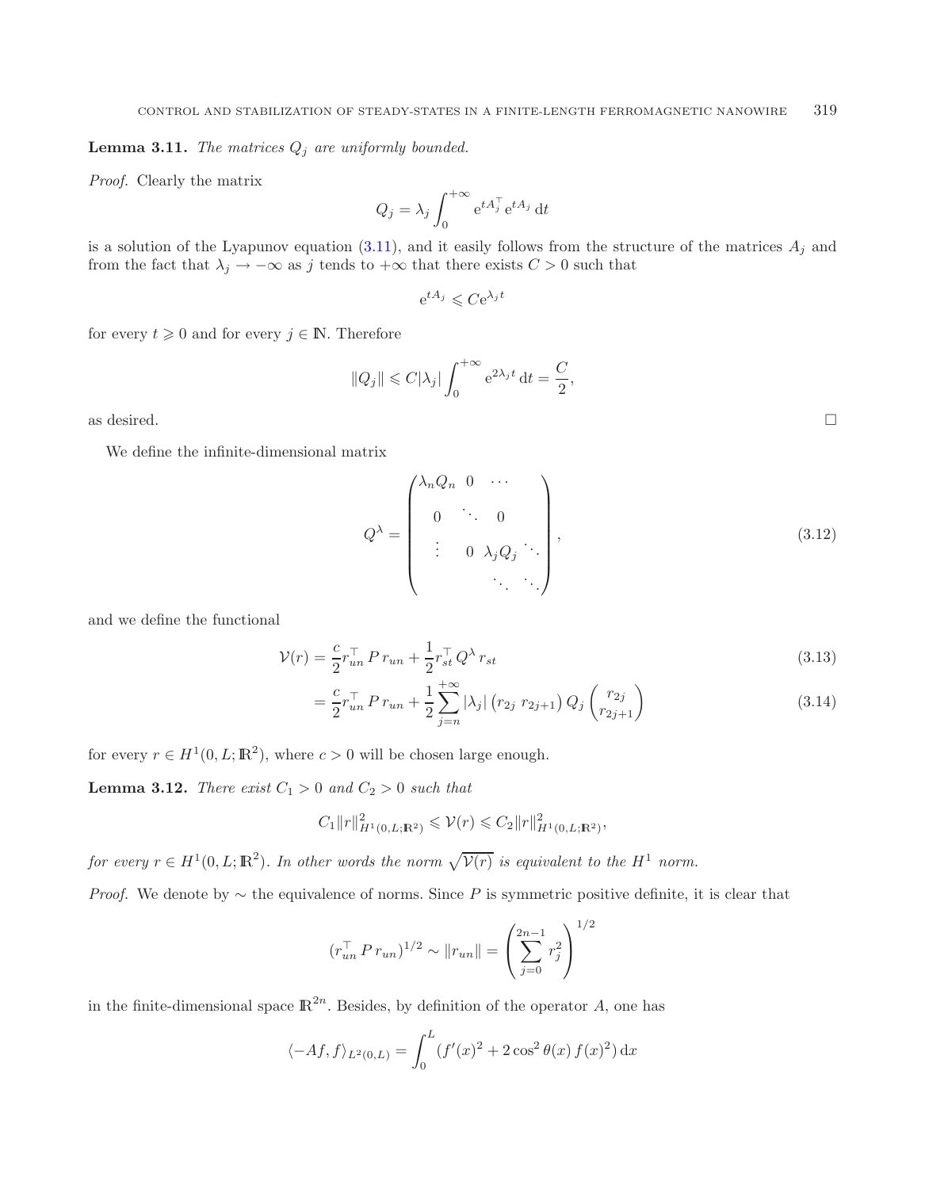**Lemma 3.11.** *The matrices $Q_j$ are uniformly bounded.*

*Proof.* Clearly the matrix

$$Q_j = \lambda_j \int_0^{+\infty} \mathrm{e}^{tA_j^\top} \mathrm{e}^{tA_j}\, \mathrm{d}t$$

is a solution of the Lyapunov equation (3.11), and it easily follows from the structure of the matrices $A_j$ and from the fact that $\lambda_j \to -\infty$ as $j$ tends to $+\infty$ that there exists $C > 0$ such that

$$\mathrm{e}^{tA_j} \leqslant C \mathrm{e}^{\lambda_j t}$$

for every $t \geqslant 0$ and for every $j \in \mathbb{N}$. Therefore

$$\|Q_j\| \leqslant C|\lambda_j| \int_0^{+\infty} \mathrm{e}^{2\lambda_j t}\, \mathrm{d}t = \frac{C}{2},$$

as desired. □

We define the infinite-dimensional matrix

$$Q^\lambda = \begin{pmatrix} \lambda_n Q_n & 0 & \cdots & \\ 0 & \ddots & 0 & \\ \vdots & 0 & \lambda_j Q_j & \ddots \\ & & \ddots & \ddots \end{pmatrix}, \tag{3.12}$$

and we define the functional

$$\mathcal{V}(r) = \frac{c}{2} r_{un}^\top \, P \, r_{un} + \frac{1}{2} r_{st}^\top \, Q^\lambda \, r_{st} \tag{3.13}$$

$$= \frac{c}{2} r_{un}^\top \, P \, r_{un} + \frac{1}{2} \sum_{j=n}^{+\infty} |\lambda_j| \begin{pmatrix} r_{2j} & r_{2j+1} \end{pmatrix} Q_j \begin{pmatrix} r_{2j} \\ r_{2j+1} \end{pmatrix} \tag{3.14}$$

for every $r \in H^1(0, L; \mathbb{R}^2)$, where $c > 0$ will be chosen large enough.

**Lemma 3.12.** *There exist $C_1 > 0$ and $C_2 > 0$ such that*

$$C_1 \|r\|^2_{H^1(0,L;\mathbb{R}^2)} \leqslant \mathcal{V}(r) \leqslant C_2 \|r\|^2_{H^1(0,L;\mathbb{R}^2)},$$

*for every $r \in H^1(0, L; \mathbb{R}^2)$. In other words the norm $\sqrt{\mathcal{V}(r)}$ is equivalent to the $H^1$ norm.*

*Proof.* We denote by $\sim$ the equivalence of norms. Since $P$ is symmetric positive definite, it is clear that

$$(r_{un}^\top \, P \, r_{un})^{1/2} \sim \|r_{un}\| = \left( \sum_{j=0}^{2n-1} r_j^2 \right)^{1/2}$$

in the finite-dimensional space $\mathbb{R}^{2n}$. Besides, by definition of the operator $A$, one has

$$\langle -Af, f \rangle_{L^2(0,L)} = \int_0^L (f'(x)^2 + 2\cos^2\theta(x)\, f(x)^2)\, \mathrm{d}x$$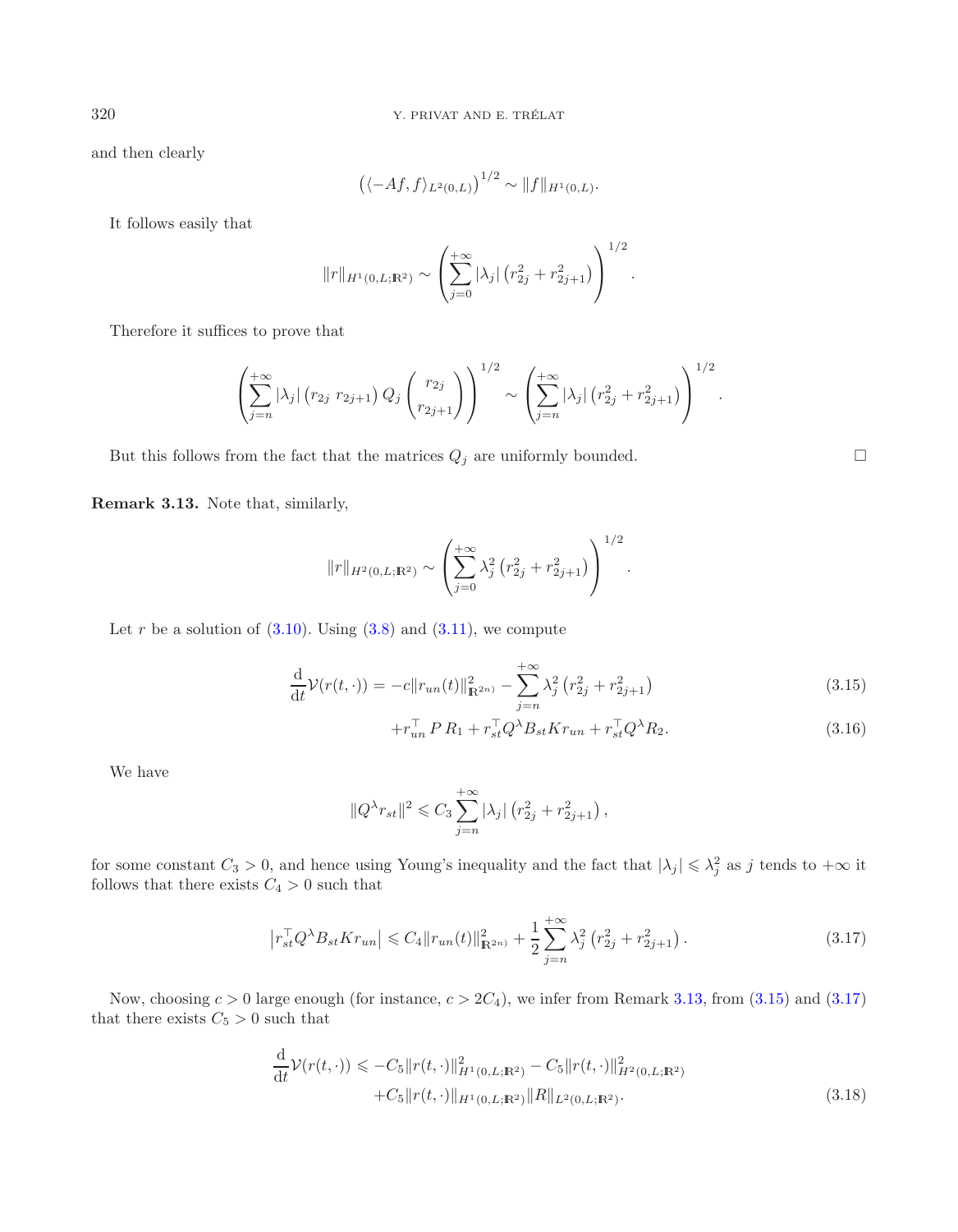and then clearly

$$\left(\langle -Af, f\rangle_{L^2(0,L)}\right)^{1/2} \sim \|f\|_{H^1(0,L)}.$$

It follows easily that

$$\|r\|_{H^1(0,L;\mathbb{R}^2)} \sim \left(\sum_{j=0}^{+\infty} |\lambda_j| \left(r_{2j}^2 + r_{2j+1}^2\right)\right)^{1/2}.$$

Therefore it suffices to prove that

$$\left(\sum_{j=n}^{+\infty} |\lambda_j| \left(r_{2j}\ r_{2j+1}\right) Q_j \begin{pmatrix} r_{2j} \\ r_{2j+1} \end{pmatrix}\right)^{1/2} \sim \left(\sum_{j=n}^{+\infty} |\lambda_j| \left(r_{2j}^2 + r_{2j+1}^2\right)\right)^{1/2}.$$

But this follows from the fact that the matrices $Q_j$ are uniformly bounded. □

**Remark 3.13.** Note that, similarly,

$$\|r\|_{H^2(0,L;\mathbb{R}^2)} \sim \left(\sum_{j=0}^{+\infty} \lambda_j^2 \left(r_{2j}^2 + r_{2j+1}^2\right)\right)^{1/2}.$$

Let $r$ be a solution of (3.10). Using (3.8) and (3.11), we compute

$$\frac{\mathrm{d}}{\mathrm{d}t}\mathcal{V}(r(t,\cdot)) = -c\|r_{un}(t)\|_{\mathbb{R}^{2n)}}^2 - \sum_{j=n}^{+\infty} \lambda_j^2 \left(r_{2j}^2 + r_{2j+1}^2\right) \tag{3.15}$$

$$+ r_{un}^\top P R_1 + r_{st}^\top Q^\lambda B_{st} K r_{un} + r_{st}^\top Q^\lambda R_2. \tag{3.16}$$

We have

$$\|Q^\lambda r_{st}\|^2 \leqslant C_3 \sum_{j=n}^{+\infty} |\lambda_j| \left(r_{2j}^2 + r_{2j+1}^2\right),$$

for some constant $C_3 > 0$, and hence using Young's inequality and the fact that $|\lambda_j| \leqslant \lambda_j^2$ as $j$ tends to $+\infty$ it follows that there exists $C_4 > 0$ such that

$$\left|r_{st}^\top Q^\lambda B_{st} K r_{un}\right| \leqslant C_4 \|r_{un}(t)\|_{\mathbb{R}^{2n)}}^2 + \frac{1}{2}\sum_{j=n}^{+\infty} \lambda_j^2 \left(r_{2j}^2 + r_{2j+1}^2\right). \tag{3.17}$$

Now, choosing $c > 0$ large enough (for instance, $c > 2C_4$), we infer from Remark 3.13, from (3.15) and (3.17) that there exists $C_5 > 0$ such that

$$\begin{aligned} \frac{\mathrm{d}}{\mathrm{d}t}\mathcal{V}(r(t,\cdot)) \leqslant & -C_5\|r(t,\cdot)\|_{H^1(0,L;\mathbb{R}^2)}^2 - C_5\|r(t,\cdot)\|_{H^2(0,L;\mathbb{R}^2)}^2 \\ & + C_5\|r(t,\cdot)\|_{H^1(0,L;\mathbb{R}^2)}\|R\|_{L^2(0,L;\mathbb{R}^2)}. \end{aligned} \tag{3.18}$$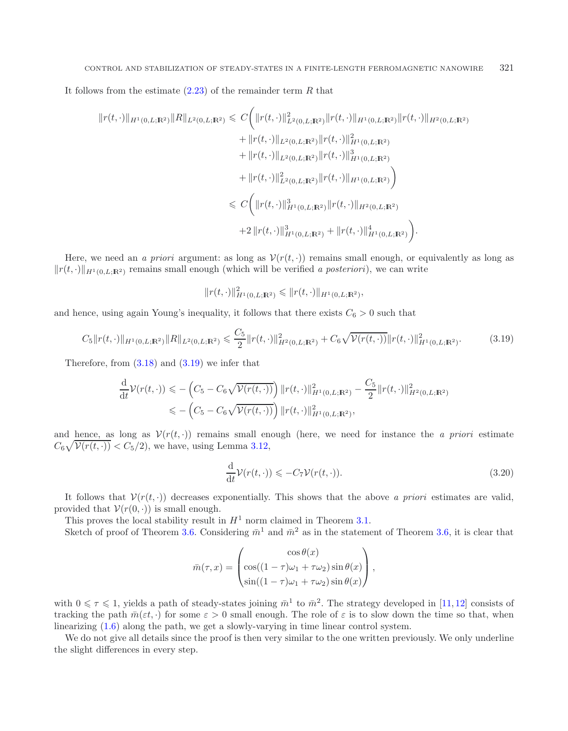It follows from the estimate (2.23) of the remainder term $R$ that

$$
\begin{aligned}
\|r(t,\cdot)\|_{H^1(0,L;\mathbb{R}^2)}\|R\|_{L^2(0,L;\mathbb{R}^2)} \leqslant\; & C\bigg( \|r(t,\cdot)\|^2_{L^2(0,L;\mathbb{R}^2)}\|r(t,\cdot)\|_{H^1(0,L;\mathbb{R}^2)}\|r(t,\cdot)\|_{H^2(0,L;\mathbb{R}^2)} \\
& + \|r(t,\cdot)\|_{L^2(0,L;\mathbb{R}^2)}\|r(t,\cdot)\|^2_{H^1(0,L;\mathbb{R}^2)} \\
& + \|r(t,\cdot)\|_{L^2(0,L;\mathbb{R}^2)}\|r(t,\cdot)\|^3_{H^1(0,L;\mathbb{R}^2)} \\
& + \|r(t,\cdot)\|^2_{L^2(0,L;\mathbb{R}^2)}\|r(t,\cdot)\|_{H^1(0,L;\mathbb{R}^2)} \bigg) \\
\leqslant\; & C\bigg( \|r(t,\cdot)\|^3_{H^1(0,L;\mathbb{R}^2)}\|r(t,\cdot)\|_{H^2(0,L;\mathbb{R}^2)} \\
& + 2\,\|r(t,\cdot)\|^3_{H^1(0,L;\mathbb{R}^2)} + \|r(t,\cdot)\|^4_{H^1(0,L;\mathbb{R}^2)} \bigg).
\end{aligned}
$$

Here, we need an *a priori* argument: as long as $\mathcal{V}(r(t,\cdot))$ remains small enough, or equivalently as long as $\|r(t,\cdot)\|_{H^1(0,L;\mathbb{R}^2)}$ remains small enough (which will be verified *a posteriori*), we can write

$$
\|r(t,\cdot)\|^2_{H^1(0,L;\mathbb{R}^2)} \leqslant \|r(t,\cdot)\|_{H^1(0,L;\mathbb{R}^2)},
$$

and hence, using again Young's inequality, it follows that there exists $C_6 > 0$ such that

$$
C_5\|r(t,\cdot)\|_{H^1(0,L;\mathbb{R}^2)}\|R\|_{L^2(0,L;\mathbb{R}^2)} \leqslant \frac{C_5}{2}\|r(t,\cdot)\|^2_{H^2(0,L;\mathbb{R}^2)} + C_6\sqrt{\mathcal{V}(r(t,\cdot))}\|r(t,\cdot)\|^2_{H^1(0,L;\mathbb{R}^2)}. \tag{3.19}
$$

Therefore, from (3.18) and (3.19) we infer that

$$
\begin{aligned}
\frac{\mathrm{d}}{\mathrm{d}t}\mathcal{V}(r(t,\cdot)) &\leqslant -\left(C_5 - C_6\sqrt{\mathcal{V}(r(t,\cdot))}\right)\|r(t,\cdot)\|^2_{H^1(0,L;\mathbb{R}^2)} - \frac{C_5}{2}\|r(t,\cdot)\|^2_{H^2(0,L;\mathbb{R}^2)} \\
&\leqslant -\left(C_5 - C_6\sqrt{\mathcal{V}(r(t,\cdot))}\right)\|r(t,\cdot)\|^2_{H^1(0,L;\mathbb{R}^2)},
\end{aligned}
$$

and hence, as long as $\mathcal{V}(r(t,\cdot))$ remains small enough (here, we need for instance the *a priori* estimate $C_6\sqrt{\mathcal{V}(r(t,\cdot))} < C_5/2$), we have, using Lemma 3.12,

$$
\frac{\mathrm{d}}{\mathrm{d}t}\mathcal{V}(r(t,\cdot)) \leqslant -C_7\mathcal{V}(r(t,\cdot)). \tag{3.20}
$$

It follows that $\mathcal{V}(r(t,\cdot))$ decreases exponentially. This shows that the above *a priori* estimates are valid, provided that $\mathcal{V}(r(0,\cdot))$ is small enough.

This proves the local stability result in $H^1$ norm claimed in Theorem 3.1.

Sketch of proof of Theorem 3.6. Considering $\bar{m}^1$ and $\bar{m}^2$ as in the statement of Theorem 3.6, it is clear that

$$
\bar{m}(\tau,x) = \begin{pmatrix} \cos\theta(x) \\ \cos((1-\tau)\omega_1 + \tau\omega_2)\sin\theta(x) \\ \sin((1-\tau)\omega_1 + \tau\omega_2)\sin\theta(x) \end{pmatrix},
$$

with $0 \leqslant \tau \leqslant 1$, yields a path of steady-states joining $\bar{m}^1$ to $\bar{m}^2$. The strategy developed in [11,12] consists of tracking the path $\bar{m}(\varepsilon t,\cdot)$ for some $\varepsilon > 0$ small enough. The role of $\varepsilon$ is to slow down the time so that, when linearizing (1.6) along the path, we get a slowly-varying in time linear control system.

We do not give all details since the proof is then very similar to the one written previously. We only underline the slight differences in every step.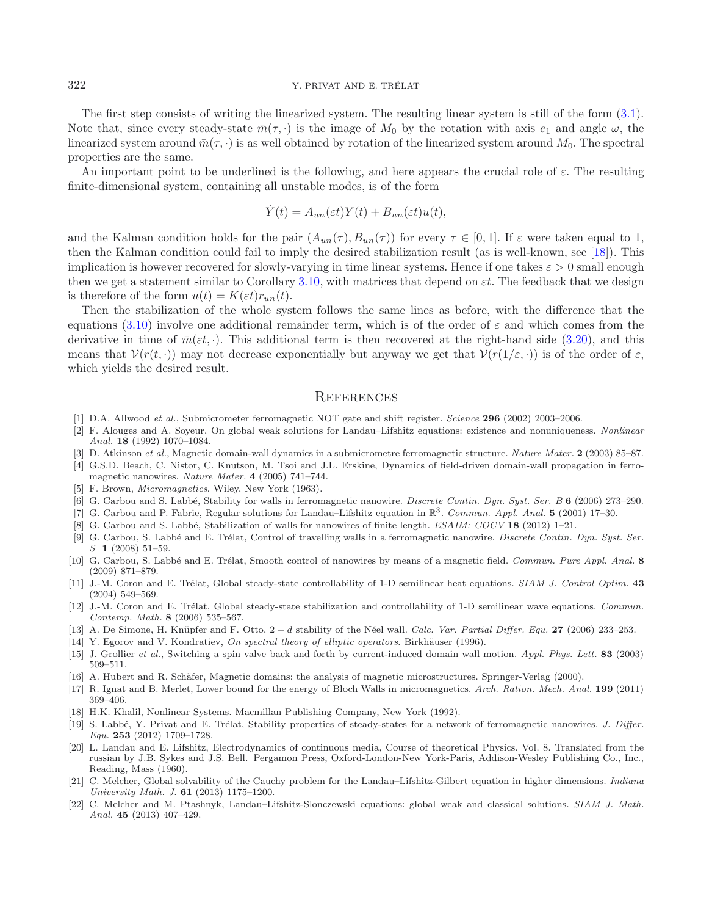The first step consists of writing the linearized system. The resulting linear system is still of the form (3.1). Note that, since every steady-state $\bar{m}(\tau,\cdot)$ is the image of $M_0$ by the rotation with axis $e_1$ and angle $\omega$, the linearized system around $\bar{m}(\tau,\cdot)$ is as well obtained by rotation of the linearized system around $M_0$. The spectral properties are the same.

An important point to be underlined is the following, and here appears the crucial role of $\varepsilon$. The resulting finite-dimensional system, containing all unstable modes, is of the form

$$\dot{Y}(t) = A_{un}(\varepsilon t)Y(t) + B_{un}(\varepsilon t)u(t),$$

and the Kalman condition holds for the pair $(A_{un}(\tau), B_{un}(\tau))$ for every $\tau \in [0,1]$. If $\varepsilon$ were taken equal to 1, then the Kalman condition could fail to imply the desired stabilization result (as is well-known, see [18]). This implication is however recovered for slowly-varying in time linear systems. Hence if one takes $\varepsilon > 0$ small enough then we get a statement similar to Corollary 3.10, with matrices that depend on $\varepsilon t$. The feedback that we design is therefore of the form $u(t) = K(\varepsilon t)r_{un}(t)$.

Then the stabilization of the whole system follows the same lines as before, with the difference that the equations (3.10) involve one additional remainder term, which is of the order of $\varepsilon$ and which comes from the derivative in time of $\bar{m}(\varepsilon t,\cdot)$. This additional term is then recovered at the right-hand side (3.20), and this means that $\mathcal{V}(r(t,\cdot))$ may not decrease exponentially but anyway we get that $\mathcal{V}(r(1/\varepsilon,\cdot))$ is of the order of $\varepsilon$, which yields the desired result.

## References

[1] D.A. Allwood *et al.*, Submicrometer ferromagnetic NOT gate and shift register. *Science* **296** (2002) 2003–2006.

[2] F. Alouges and A. Soyeur, On global weak solutions for Landau–Lifshitz equations: existence and nonuniqueness. *Nonlinear Anal.* **18** (1992) 1070–1084.

[3] D. Atkinson *et al.*, Magnetic domain-wall dynamics in a submicrometre ferromagnetic structure. *Nature Mater.* **2** (2003) 85–87.

[4] G.S.D. Beach, C. Nistor, C. Knutson, M. Tsoi and J.L. Erskine, Dynamics of field-driven domain-wall propagation in ferromagnetic nanowires. *Nature Mater.* **4** (2005) 741–744.

[5] F. Brown, *Micromagnetics*. Wiley, New York (1963).

[6] G. Carbou and S. Labbé, Stability for walls in ferromagnetic nanowire. *Discrete Contin. Dyn. Syst. Ser. B* **6** (2006) 273–290.

[7] G. Carbou and P. Fabrie, Regular solutions for Landau–Lifshitz equation in $\mathbb{R}^3$. *Commun. Appl. Anal.* **5** (2001) 17–30.

[8] G. Carbou and S. Labbé, Stabilization of walls for nanowires of finite length. *ESAIM: COCV* **18** (2012) 1–21.

[9] G. Carbou, S. Labbé and E. Trélat, Control of travelling walls in a ferromagnetic nanowire. *Discrete Contin. Dyn. Syst. Ser. S* **1** (2008) 51–59.

[10] G. Carbou, S. Labbé and E. Trélat, Smooth control of nanowires by means of a magnetic field. *Commun. Pure Appl. Anal.* **8** (2009) 871–879.

[11] J.-M. Coron and E. Trélat, Global steady-state controllability of 1-D semilinear heat equations. *SIAM J. Control Optim.* **43** (2004) 549–569.

[12] J.-M. Coron and E. Trélat, Global steady-state stabilization and controllability of 1-D semilinear wave equations. *Commun. Contemp. Math.* **8** (2006) 535–567.

[13] A. De Simone, H. Knüpfer and F. Otto, $2-d$ stability of the Néel wall. *Calc. Var. Partial Differ. Equ.* **27** (2006) 233–253.

[14] Y. Egorov and V. Kondratiev, *On spectral theory of elliptic operators*. Birkhäuser (1996).

[15] J. Grollier *et al.*, Switching a spin valve back and forth by current-induced domain wall motion. *Appl. Phys. Lett.* **83** (2003) 509–511.

[16] A. Hubert and R. Schäfer, Magnetic domains: the analysis of magnetic microstructures. Springer-Verlag (2000).

[17] R. Ignat and B. Merlet, Lower bound for the energy of Bloch Walls in micromagnetics. *Arch. Ration. Mech. Anal.* **199** (2011) 369–406.

[18] H.K. Khalil, Nonlinear Systems. Macmillan Publishing Company, New York (1992).

[19] S. Labbé, Y. Privat and E. Trélat, Stability properties of steady-states for a network of ferromagnetic nanowires. *J. Differ. Equ.* **253** (2012) 1709–1728.

[20] L. Landau and E. Lifshitz, Electrodynamics of continuous media, Course of theoretical Physics. Vol. 8. Translated from the russian by J.B. Sykes and J.S. Bell. Pergamon Press, Oxford-London-New York-Paris, Addison-Wesley Publishing Co., Inc., Reading, Mass (1960).

[21] C. Melcher, Global solvability of the Cauchy problem for the Landau–Lifshitz-Gilbert equation in higher dimensions. *Indiana University Math. J.* **61** (2013) 1175–1200.

[22] C. Melcher and M. Ptashnyk, Landau–Lifshitz-Slonczewski equations: global weak and classical solutions. *SIAM J. Math. Anal.* **45** (2013) 407–429.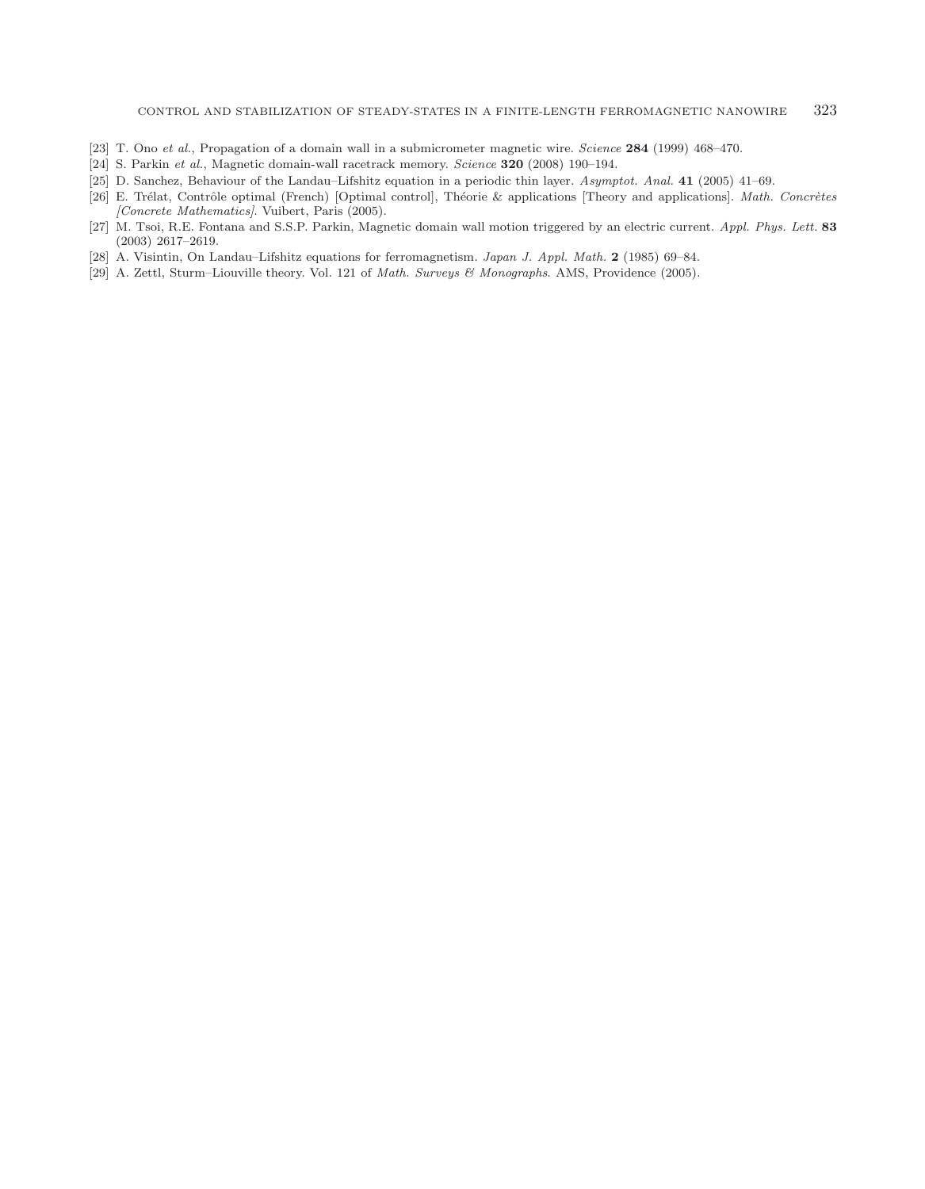[23] T. Ono *et al.*, Propagation of a domain wall in a submicrometer magnetic wire. *Science* **284** (1999) 468–470.

[24] S. Parkin *et al.*, Magnetic domain-wall racetrack memory. *Science* **320** (2008) 190–194.

[25] D. Sanchez, Behaviour of the Landau–Lifshitz equation in a periodic thin layer. *Asymptot. Anal.* **41** (2005) 41–69.

[26] E. Trélat, Contrôle optimal (French) [Optimal control], Théorie & applications [Theory and applications]. *Math. Concrètes [Concrete Mathematics]*. Vuibert, Paris (2005).

[27] M. Tsoi, R.E. Fontana and S.S.P. Parkin, Magnetic domain wall motion triggered by an electric current. *Appl. Phys. Lett.* **83** (2003) 2617–2619.

[28] A. Visintin, On Landau–Lifshitz equations for ferromagnetism. *Japan J. Appl. Math.* **2** (1985) 69–84.

[29] A. Zettl, Sturm–Liouville theory. Vol. 121 of *Math. Surveys & Monographs*. AMS, Providence (2005).